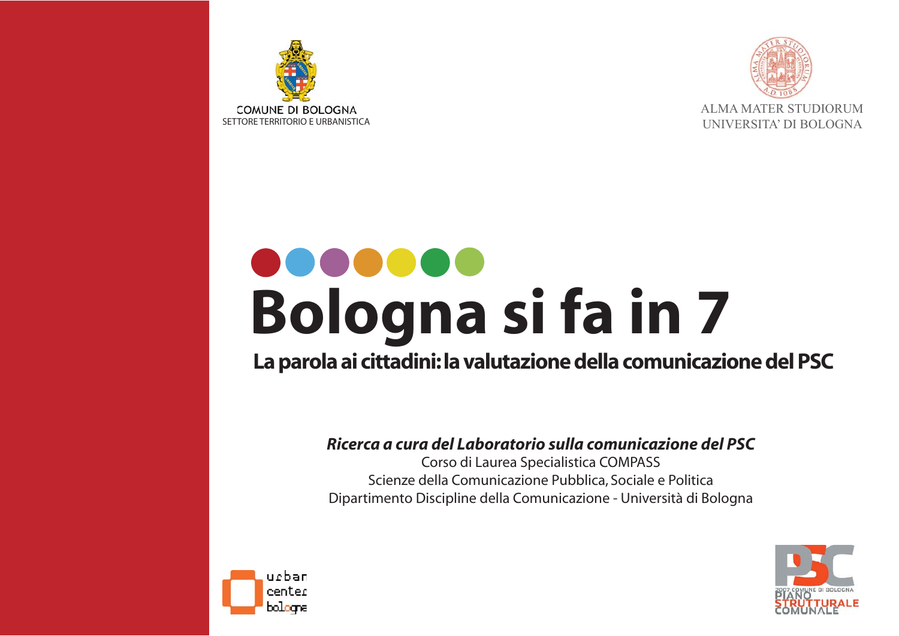COMUNE DI BOLOGNA
SETTORE TERRITORIO E URBANISTICA

ALMA MATER STUDIORUM
UNIVERSITA' DI BOLOGNA

# Bologna si fa in 7

## La parola ai cittadini: la valutazione della comunicazione del PSC

***Ricerca a cura del Laboratorio sulla comunicazione del PSC***
Corso di Laurea Specialistica COMPASS
Scienze della Comunicazione Pubblica, Sociale e Politica
Dipartimento Discipline della Comunicazione - Università di Bologna

urban center bologna

PSC
2007 COMUNE DI BOLOGNA
PIANO STRUTTURALE COMUNALE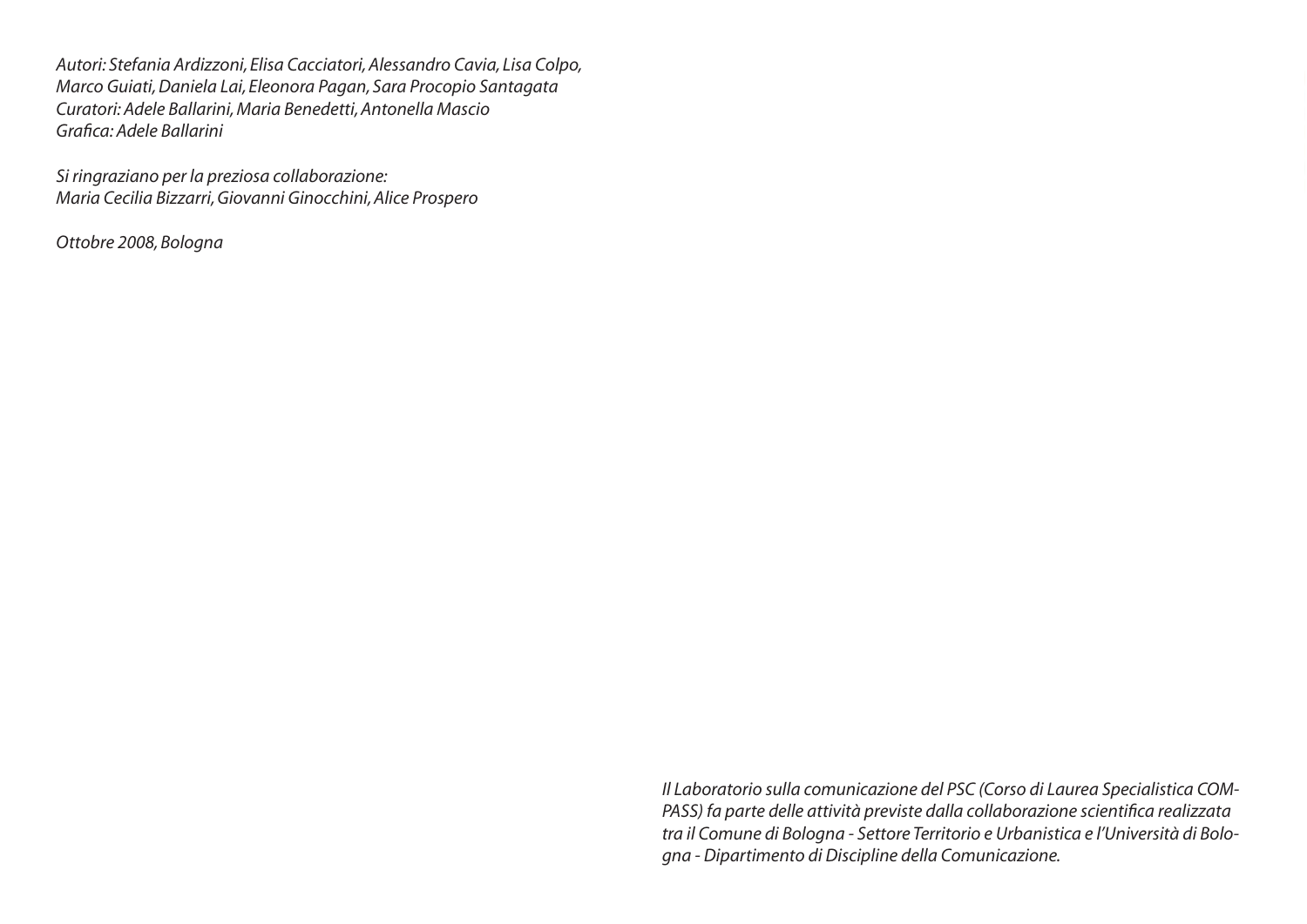*Autori: Stefania Ardizzoni, Elisa Cacciatori, Alessandro Cavia, Lisa Colpo, Marco Guiati, Daniela Lai, Eleonora Pagan, Sara Procopio Santagata*
*Curatori: Adele Ballarini, Maria Benedetti, Antonella Mascio*
*Grafica: Adele Ballarini*

*Si ringraziano per la preziosa collaborazione:*
*Maria Cecilia Bizzarri, Giovanni Ginocchini, Alice Prospero*

*Ottobre 2008, Bologna*

*Il Laboratorio sulla comunicazione del PSC (Corso di Laurea Specialistica COM-PASS) fa parte delle attività previste dalla collaborazione scientifica realizzata tra il Comune di Bologna - Settore Territorio e Urbanistica e l'Università di Bologna - Dipartimento di Discipline della Comunicazione.*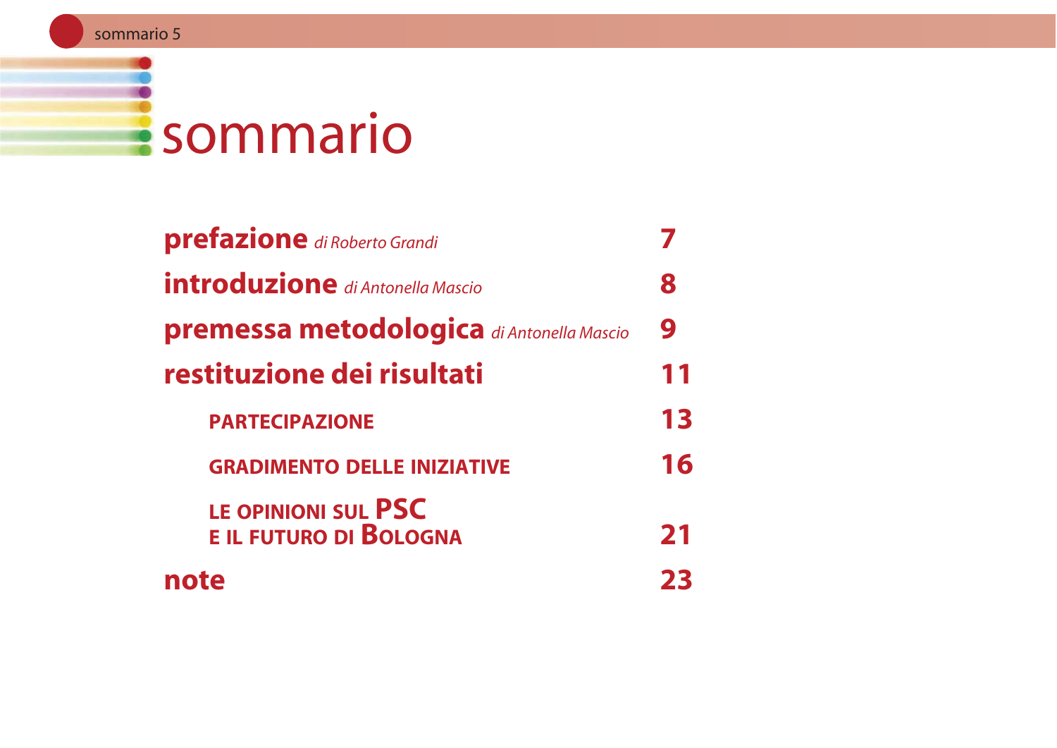# sommario

**prefazione** *di Roberto Grandi* 7

**introduzione** *di Antonella Mascio* 8

**premessa metodologica** *di Antonella Mascio* 9

**restituzione dei risultati** 11

- **PARTECIPAZIONE** 13
- **GRADIMENTO DELLE INIZIATIVE** 16
- **LE OPINIONI SUL PSC E IL FUTURO DI BOLOGNA** 21

**note** 23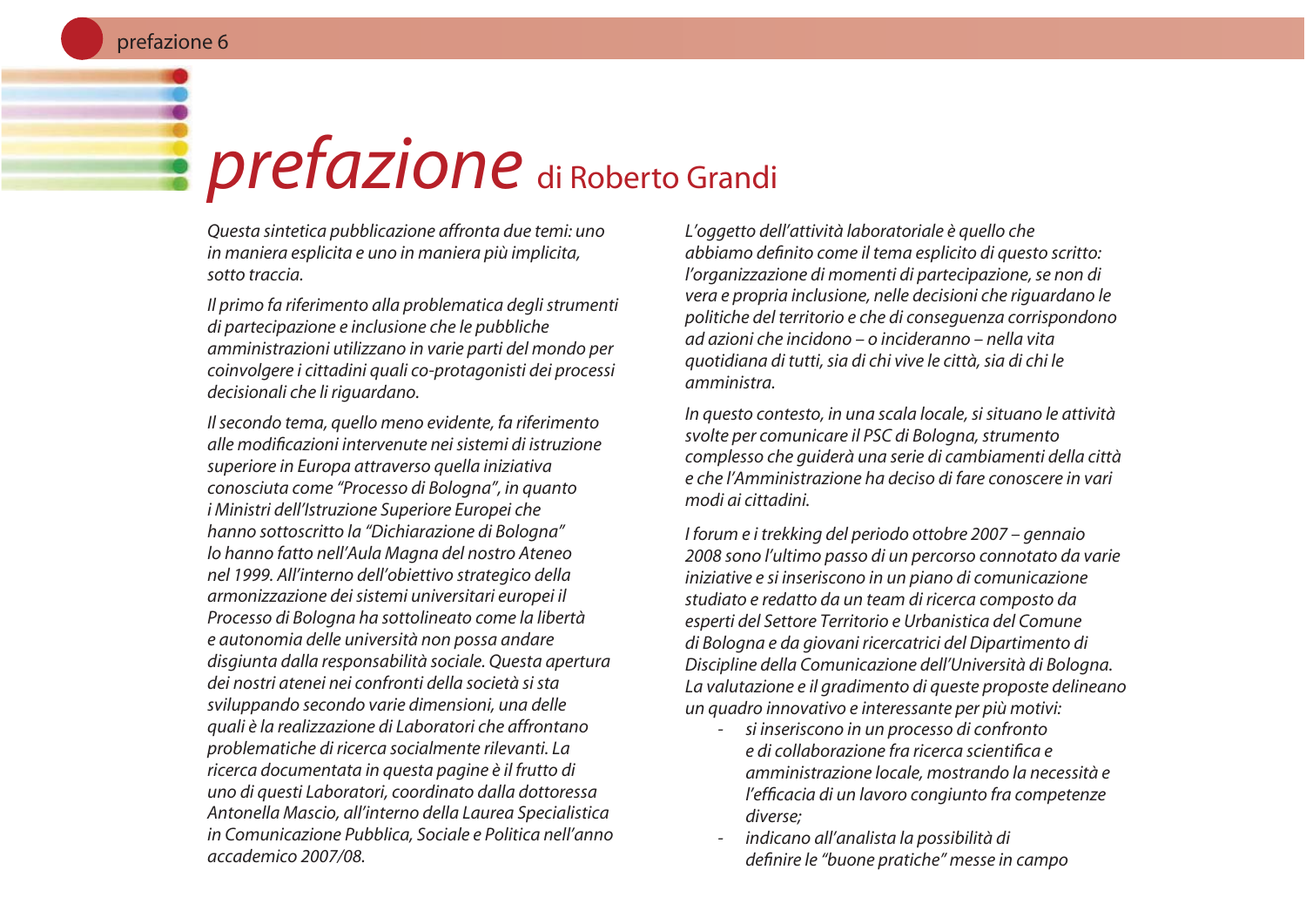# *prefazione* di Roberto Grandi

*Questa sintetica pubblicazione affronta due temi: uno in maniera esplicita e uno in maniera più implicita, sotto traccia.*

*Il primo fa riferimento alla problematica degli strumenti di partecipazione e inclusione che le pubbliche amministrazioni utilizzano in varie parti del mondo per coinvolgere i cittadini quali co-protagonisti dei processi decisionali che li riguardano.*

*Il secondo tema, quello meno evidente, fa riferimento alle modificazioni intervenute nei sistemi di istruzione superiore in Europa attraverso quella iniziativa conosciuta come "Processo di Bologna", in quanto i Ministri dell'Istruzione Superiore Europei che hanno sottoscritto la "Dichiarazione di Bologna" lo hanno fatto nell'Aula Magna del nostro Ateneo nel 1999. All'interno dell'obiettivo strategico della armonizzazione dei sistemi universitari europei il Processo di Bologna ha sottolineato come la libertà e autonomia delle università non possa andare disgiunta dalla responsabilità sociale. Questa apertura dei nostri atenei nei confronti della società si sta sviluppando secondo varie dimensioni, una delle quali è la realizzazione di Laboratori che affrontano problematiche di ricerca socialmente rilevanti. La ricerca documentata in questa pagine è il frutto di uno di questi Laboratori, coordinato dalla dottoressa Antonella Mascio, all'interno della Laurea Specialistica in Comunicazione Pubblica, Sociale e Politica nell'anno accademico 2007/08.*

*L'oggetto dell'attività laboratoriale è quello che abbiamo definito come il tema esplicito di questo scritto: l'organizzazione di momenti di partecipazione, se non di vera e propria inclusione, nelle decisioni che riguardano le politiche del territorio e che di conseguenza corrispondono ad azioni che incidono – o incideranno – nella vita quotidiana di tutti, sia di chi vive le città, sia di chi le amministra.*

*In questo contesto, in una scala locale, si situano le attività svolte per comunicare il PSC di Bologna, strumento complesso che guiderà una serie di cambiamenti della città e che l'Amministrazione ha deciso di fare conoscere in vari modi ai cittadini.*

*I forum e i trekking del periodo ottobre 2007 – gennaio 2008 sono l'ultimo passo di un percorso connotato da varie iniziative e si inseriscono in un piano di comunicazione studiato e redatto da un team di ricerca composto da esperti del Settore Territorio e Urbanistica del Comune di Bologna e da giovani ricercatrici del Dipartimento di Discipline della Comunicazione dell'Università di Bologna. La valutazione e il gradimento di queste proposte delineano un quadro innovativo e interessante per più motivi:*

- *si inseriscono in un processo di confronto e di collaborazione fra ricerca scientifica e amministrazione locale, mostrando la necessità e l'efficacia di un lavoro congiunto fra competenze diverse;*
- *indicano all'analista la possibilità di definire le "buone pratiche" messe in campo*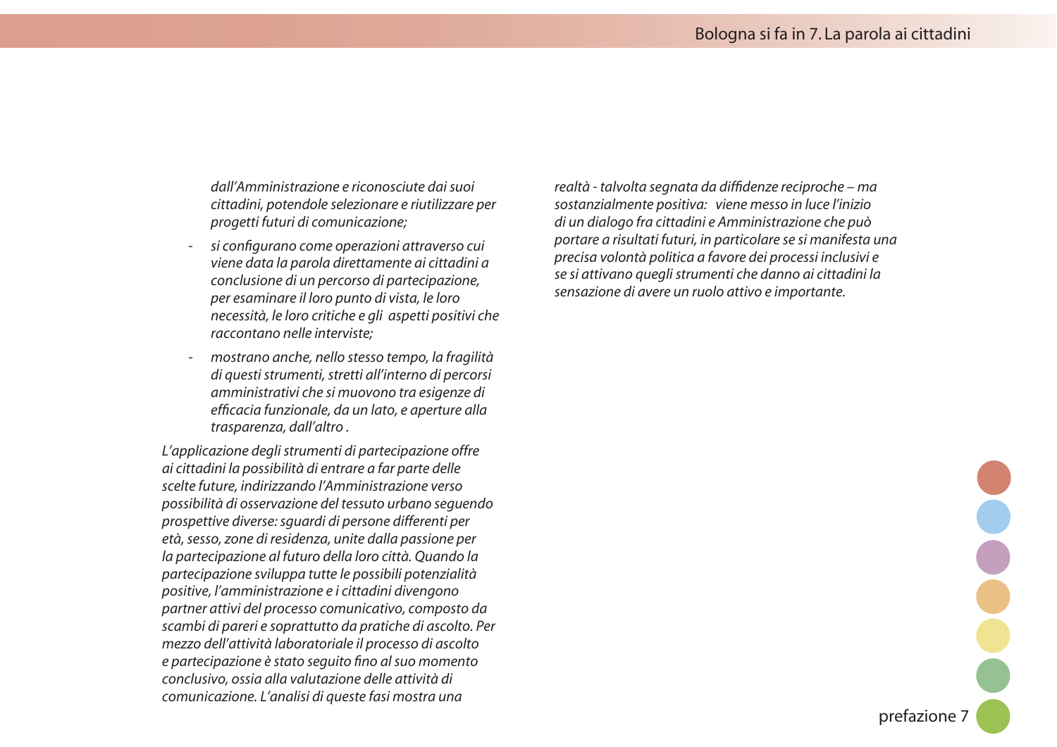*dall'Amministrazione e riconosciute dai suoi cittadini, potendole selezionare e riutilizzare per progetti futuri di comunicazione;*

- *si configurano come operazioni attraverso cui viene data la parola direttamente ai cittadini a conclusione di un percorso di partecipazione, per esaminare il loro punto di vista, le loro necessità, le loro critiche e gli aspetti positivi che raccontano nelle interviste;*
- *mostrano anche, nello stesso tempo, la fragilità di questi strumenti, stretti all'interno di percorsi amministrativi che si muovono tra esigenze di efficacia funzionale, da un lato, e aperture alla trasparenza, dall'altro .*

*L'applicazione degli strumenti di partecipazione offre ai cittadini la possibilità di entrare a far parte delle scelte future, indirizzando l'Amministrazione verso possibilità di osservazione del tessuto urbano seguendo prospettive diverse: sguardi di persone differenti per età, sesso, zone di residenza, unite dalla passione per la partecipazione al futuro della loro città. Quando la partecipazione sviluppa tutte le possibili potenzialità positive, l'amministrazione e i cittadini divengono partner attivi del processo comunicativo, composto da scambi di pareri e soprattutto da pratiche di ascolto. Per mezzo dell'attività laboratoriale il processo di ascolto e partecipazione è stato seguito fino al suo momento conclusivo, ossia alla valutazione delle attività di comunicazione. L'analisi di queste fasi mostra una realtà - talvolta segnata da diffidenze reciproche – ma sostanzialmente positiva: viene messo in luce l'inizio di un dialogo fra cittadini e Amministrazione che può portare a risultati futuri, in particolare se si manifesta una precisa volontà politica a favore dei processi inclusivi e se si attivano quegli strumenti che danno ai cittadini la sensazione di avere un ruolo attivo e importante.*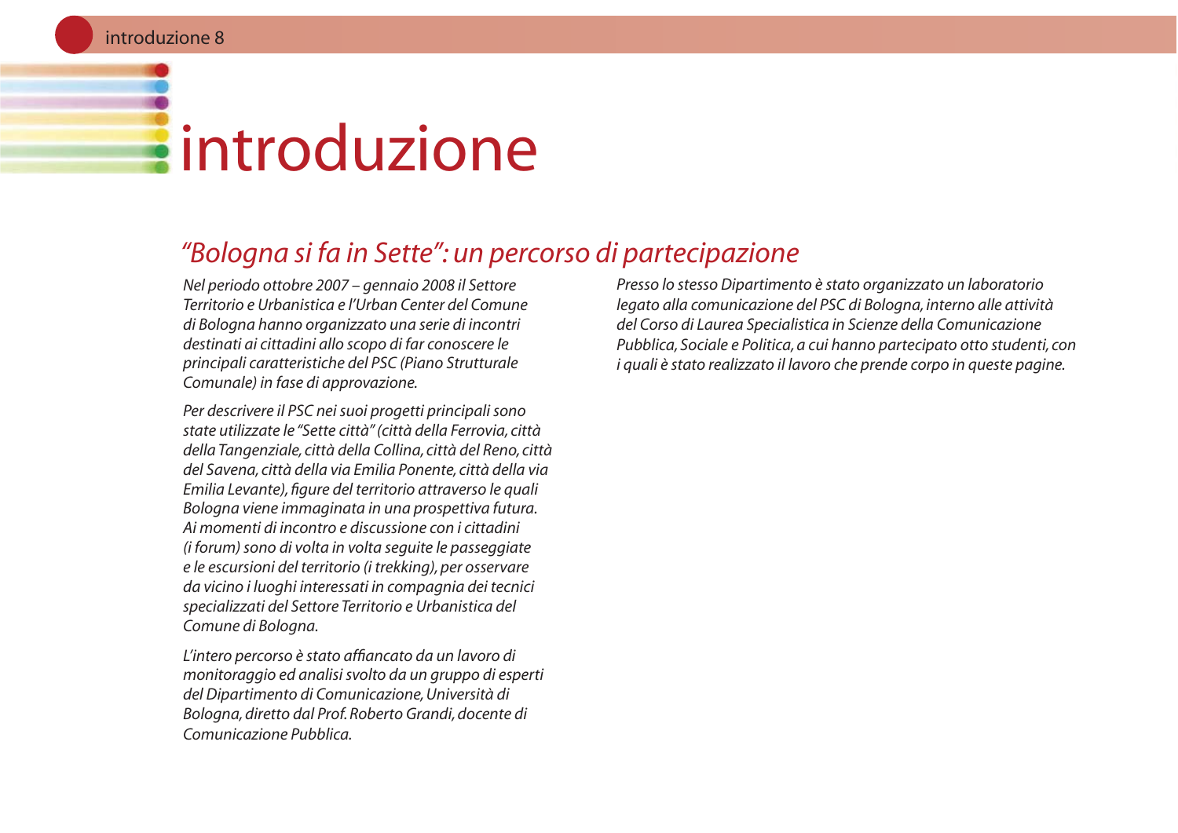# introduzione

## *“Bologna si fa in Sette”: un percorso di partecipazione*

*Nel periodo ottobre 2007 – gennaio 2008 il Settore Territorio e Urbanistica e l’Urban Center del Comune di Bologna hanno organizzato una serie di incontri destinati ai cittadini allo scopo di far conoscere le principali caratteristiche del PSC (Piano Strutturale Comunale) in fase di approvazione.*

*Per descrivere il PSC nei suoi progetti principali sono state utilizzate le “Sette città” (città della Ferrovia, città della Tangenziale, città della Collina, città del Reno, città del Savena, città della via Emilia Ponente, città della via Emilia Levante), figure del territorio attraverso le quali Bologna viene immaginata in una prospettiva futura. Ai momenti di incontro e discussione con i cittadini (i forum) sono di volta in volta seguite le passeggiate e le escursioni del territorio (i trekking), per osservare da vicino i luoghi interessati in compagnia dei tecnici specializzati del Settore Territorio e Urbanistica del Comune di Bologna.*

*L’intero percorso è stato affiancato da un lavoro di monitoraggio ed analisi svolto da un gruppo di esperti del Dipartimento di Comunicazione, Università di Bologna, diretto dal Prof. Roberto Grandi, docente di Comunicazione Pubblica.*

*Presso lo stesso Dipartimento è stato organizzato un laboratorio legato alla comunicazione del PSC di Bologna, interno alle attività del Corso di Laurea Specialistica in Scienze della Comunicazione Pubblica, Sociale e Politica, a cui hanno partecipato otto studenti, con i quali è stato realizzato il lavoro che prende corpo in queste pagine.*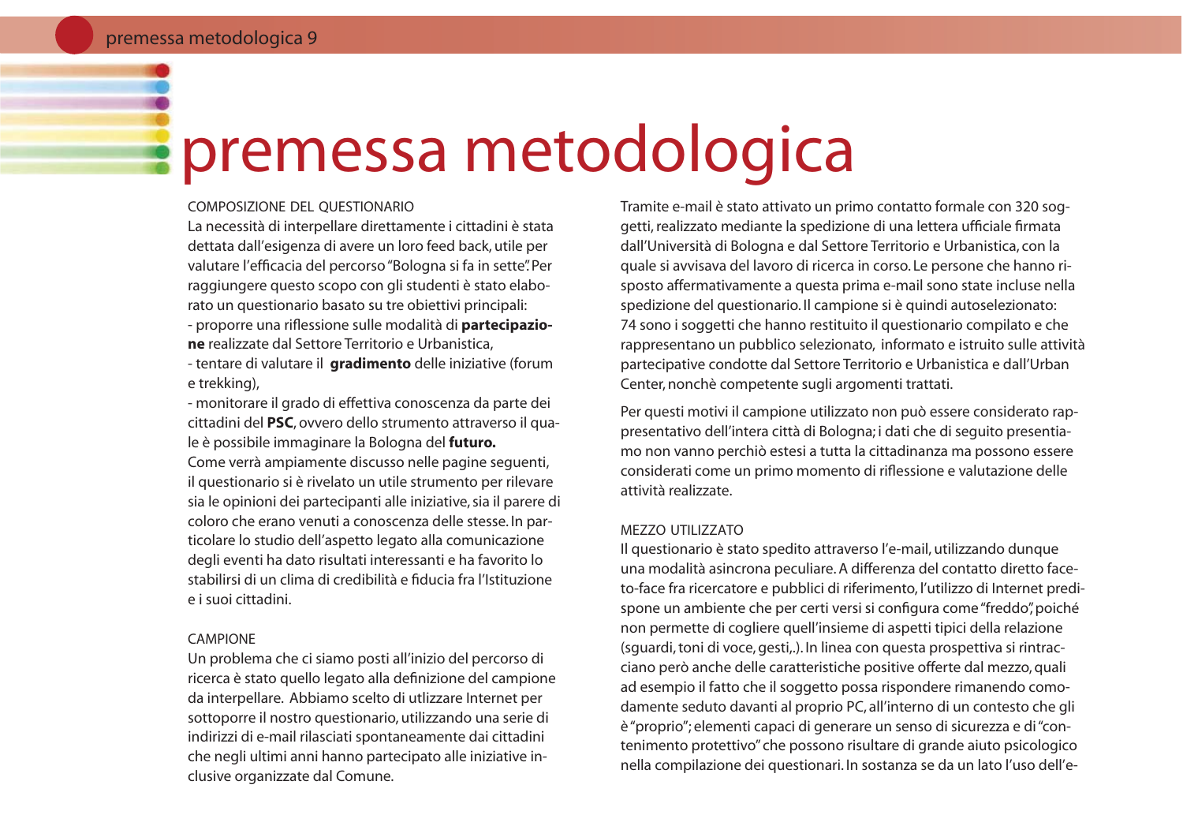# premessa metodologica

### COMPOSIZIONE DEL QUESTIONARIO

La necessità di interpellare direttamente i cittadini è stata dettata dall'esigenza di avere un loro feed back, utile per valutare l'efficacia del percorso "Bologna si fa in sette". Per raggiungere questo scopo con gli studenti è stato elaborato un questionario basato su tre obiettivi principali:

- proporre una riflessione sulle modalità di **partecipazione** realizzate dal Settore Territorio e Urbanistica,
- tentare di valutare il **gradimento** delle iniziative (forum e trekking),
- monitorare il grado di effettiva conoscenza da parte dei cittadini del **PSC**, ovvero dello strumento attraverso il quale è possibile immaginare la Bologna del **futuro.**

Come verrà ampiamente discusso nelle pagine seguenti, il questionario si è rivelato un utile strumento per rilevare sia le opinioni dei partecipanti alle iniziative, sia il parere di coloro che erano venuti a conoscenza delle stesse. In particolare lo studio dell'aspetto legato alla comunicazione degli eventi ha dato risultati interessanti e ha favorito lo stabilirsi di un clima di credibilità e fiducia fra l'Istituzione e i suoi cittadini.

### CAMPIONE

Un problema che ci siamo posti all'inizio del percorso di ricerca è stato quello legato alla definizione del campione da interpellare. Abbiamo scelto di utlizzare Internet per sottoporre il nostro questionario, utilizzando una serie di indirizzi di e-mail rilasciati spontaneamente dai cittadini che negli ultimi anni hanno partecipato alle iniziative inclusive organizzate dal Comune.

Tramite e-mail è stato attivato un primo contatto formale con 320 soggetti, realizzato mediante la spedizione di una lettera ufficiale firmata dall'Università di Bologna e dal Settore Territorio e Urbanistica, con la quale si avvisava del lavoro di ricerca in corso. Le persone che hanno risposto affermativamente a questa prima e-mail sono state incluse nella spedizione del questionario. Il campione si è quindi autoselezionato: 74 sono i soggetti che hanno restituito il questionario compilato e che rappresentano un pubblico selezionato, informato e istruito sulle attività partecipative condotte dal Settore Territorio e Urbanistica e dall'Urban Center, nonchè competente sugli argomenti trattati.

Per questi motivi il campione utilizzato non può essere considerato rappresentativo dell'intera città di Bologna; i dati che di seguito presentiamo non vanno perchiò estesi a tutta la cittadinanza ma possono essere considerati come un primo momento di riflessione e valutazione delle attività realizzate.

### MEZZO UTILIZZATO

Il questionario è stato spedito attraverso l'e-mail, utilizzando dunque una modalità asincrona peculiare. A differenza del contatto diretto face-to-face fra ricercatore e pubblici di riferimento, l'utilizzo di Internet predispone un ambiente che per certi versi si configura come "freddo", poiché non permette di cogliere quell'insieme di aspetti tipici della relazione (sguardi, toni di voce, gesti,.). In linea con questa prospettiva si rintracciano però anche delle caratteristiche positive offerte dal mezzo, quali ad esempio il fatto che il soggetto possa rispondere rimanendo comodamente seduto davanti al proprio PC, all'interno di un contesto che gli è "proprio"; elementi capaci di generare un senso di sicurezza e di "contenimento protettivo" che possono risultare di grande aiuto psicologico nella compilazione dei questionari. In sostanza se da un lato l'uso dell'e-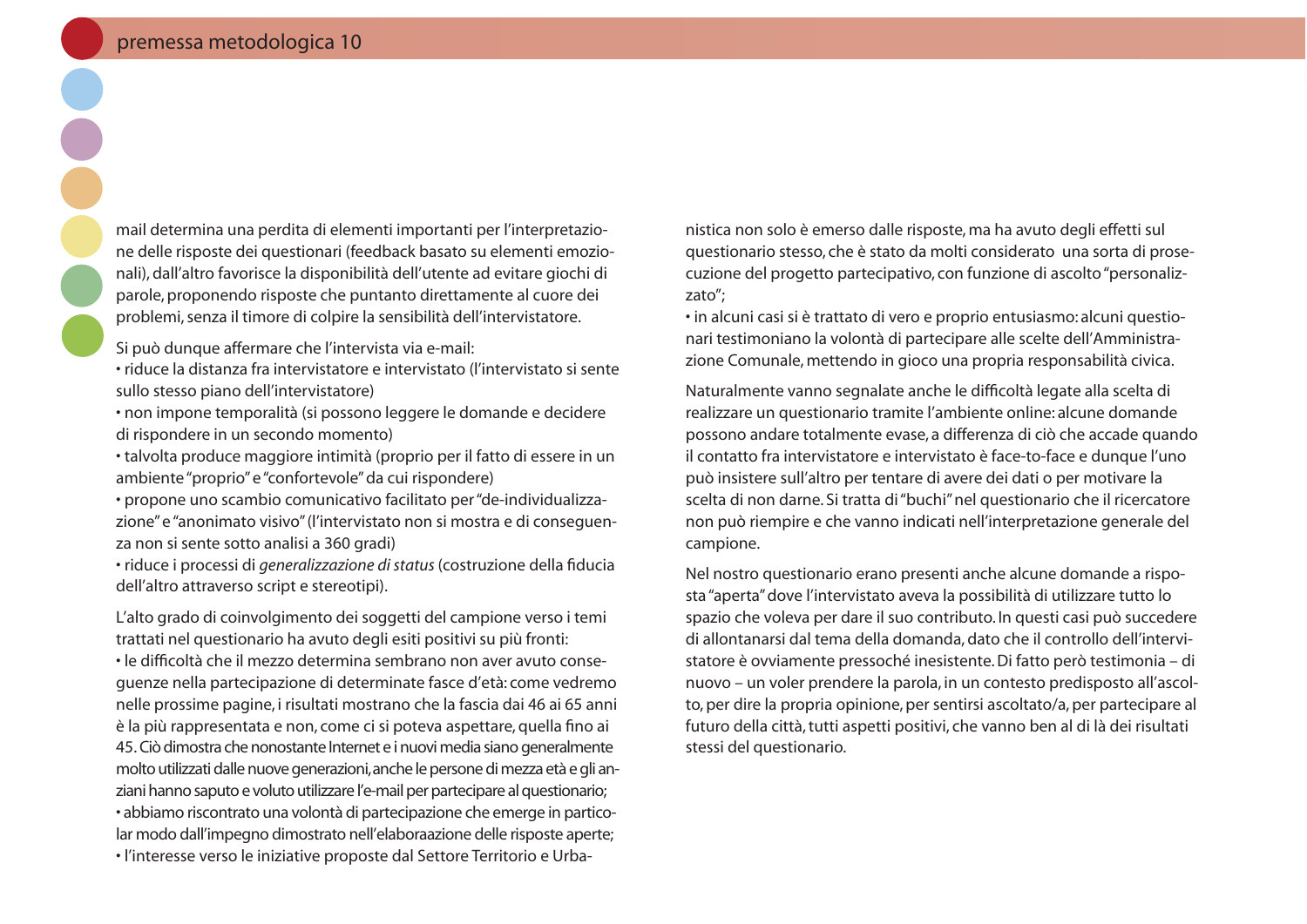mail determina una perdita di elementi importanti per l'interpretazione delle risposte dei questionari (feedback basato su elementi emozionali), dall'altro favorisce la disponibilità dell'utente ad evitare giochi di parole, proponendo risposte che puntanto direttamente al cuore dei problemi, senza il timore di colpire la sensibilità dell'intervistatore.

Si può dunque affermare che l'intervista via e-mail:

- riduce la distanza fra intervistatore e intervistato (l'intervistato si sente sullo stesso piano dell'intervistatore)
- non impone temporalità (si possono leggere le domande e decidere di rispondere in un secondo momento)
- talvolta produce maggiore intimità (proprio per il fatto di essere in un ambiente "proprio" e "confortevole" da cui rispondere)
- propone uno scambio comunicativo facilitato per "de-individualizzazione" e "anonimato visivo" (l'intervistato non si mostra e di conseguenza non si sente sotto analisi a 360 gradi)
- riduce i processi di *generalizzazione di status* (costruzione della fiducia dell'altro attraverso script e stereotipi).

L'alto grado di coinvolgimento dei soggetti del campione verso i temi trattati nel questionario ha avuto degli esiti positivi su più fronti:

- le difficoltà che il mezzo determina sembrano non aver avuto conseguenze nella partecipazione di determinate fasce d'età: come vedremo nelle prossime pagine, i risultati mostrano che la fascia dai 46 ai 65 anni è la più rappresentata e non, come ci si poteva aspettare, quella fino ai 45. Ciò dimostra che nonostante Internet e i nuovi media siano generalmente molto utilizzati dalle nuove generazioni, anche le persone di mezza età e gli anziani hanno saputo e voluto utilizzare l'e-mail per partecipare al questionario;
- abbiamo riscontrato una volontà di partecipazione che emerge in particolar modo dall'impegno dimostrato nell'elaboraazione delle risposte aperte;
- l'interesse verso le iniziative proposte dal Settore Territorio e Urbanistica non solo è emerso dalle risposte, ma ha avuto degli effetti sul questionario stesso, che è stato da molti considerato una sorta di prosecuzione del progetto partecipativo, con funzione di ascolto "personalizzato";
- in alcuni casi si è trattato di vero e proprio entusiasmo: alcuni questionari testimoniano la volontà di partecipare alle scelte dell'Amministrazione Comunale, mettendo in gioco una propria responsabilità civica.

Naturalmente vanno segnalate anche le difficoltà legate alla scelta di realizzare un questionario tramite l'ambiente online: alcune domande possono andare totalmente evase, a differenza di ciò che accade quando il contatto fra intervistatore e intervistato è face-to-face e dunque l'uno può insistere sull'altro per tentare di avere dei dati o per motivare la scelta di non darne. Si tratta di "buchi" nel questionario che il ricercatore non può riempire e che vanno indicati nell'interpretazione generale del campione.

Nel nostro questionario erano presenti anche alcune domande a risposta "aperta" dove l'intervistato aveva la possibilità di utilizzare tutto lo spazio che voleva per dare il suo contributo. In questi casi può succedere di allontanarsi dal tema della domanda, dato che il controllo dell'intervistatore è ovviamente pressoché inesistente. Di fatto però testimonia – di nuovo – un voler prendere la parola, in un contesto predisposto all'ascolto, per dire la propria opinione, per sentirsi ascoltato/a, per partecipare al futuro della città, tutti aspetti positivi, che vanno ben al di là dei risultati stessi del questionario.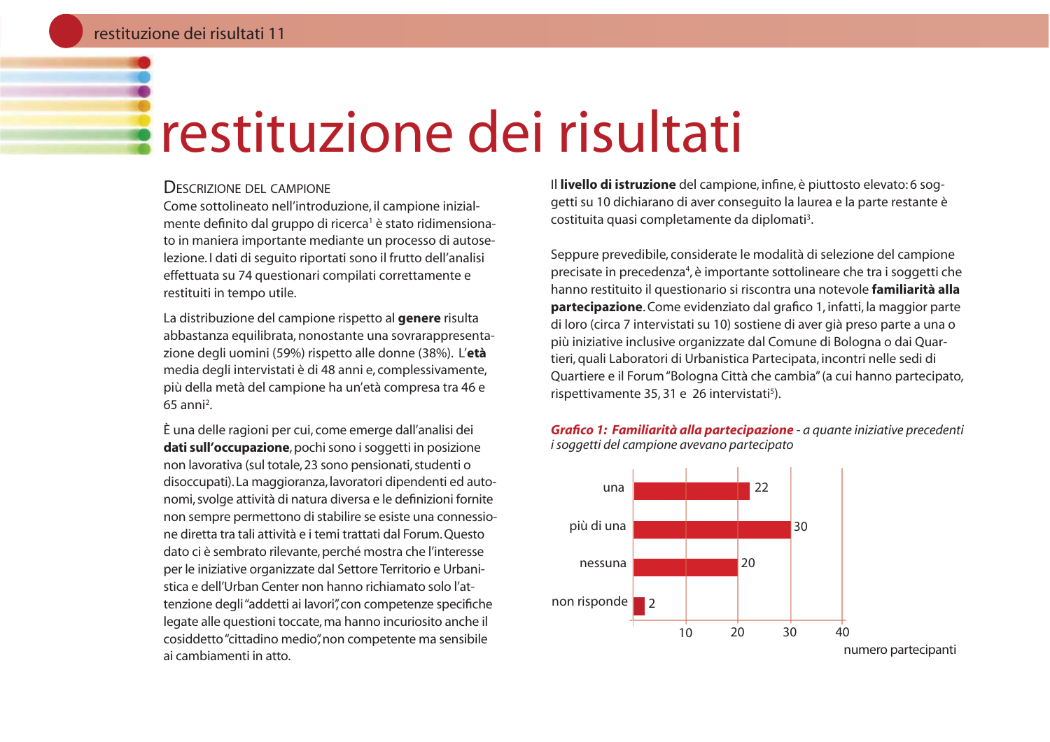# restituzione dei risultati

## Descrizione del campione

Come sottolineato nell'introduzione, il campione inizialmente definito dal gruppo di ricerca[1] è stato ridimensionato in maniera importante mediante un processo di autoselezione. I dati di seguito riportati sono il frutto dell'analisi effettuata su 74 questionari compilati correttamente e restituiti in tempo utile.

La distribuzione del campione rispetto al **genere** risulta abbastanza equilibrata, nonostante una sovrarappresentazione degli uomini (59%) rispetto alle donne (38%). L'**età** media degli intervistati è di 48 anni e, complessivamente, più della metà del campione ha un'età compresa tra 46 e 65 anni[2].

È una delle ragioni per cui, come emerge dall'analisi dei **dati sull'occupazione**, pochi sono i soggetti in posizione non lavorativa (sul totale, 23 sono pensionati, studenti o disoccupati). La maggioranza, lavoratori dipendenti ed autonomi, svolge attività di natura diversa e le definizioni fornite non sempre permettono di stabilire se esiste una connessione diretta tra tali attività e i temi trattati dal Forum. Questo dato ci è sembrato rilevante, perché mostra che l'interesse per le iniziative organizzate dal Settore Territorio e Urbanistica e dell'Urban Center non hanno richiamato solo l'attenzione degli "addetti ai lavori", con competenze specifiche legate alle questioni toccate, ma hanno incuriosito anche il cosiddetto "cittadino medio", non competente ma sensibile ai cambiamenti in atto.

Il **livello di istruzione** del campione, infine, è piuttosto elevato: 6 soggetti su 10 dichiarano di aver conseguito la laurea e la parte restante è costituita quasi completamente da diplomati[3].

Seppure prevedibile, considerate le modalità di selezione del campione precisate in precedenza[4], è importante sottolineare che tra i soggetti che hanno restituito il questionario si riscontra una notevole **familiarità alla partecipazione**. Come evidenziato dal grafico 1, infatti, la maggior parte di loro (circa 7 intervistati su 10) sostiene di aver già preso parte a una o più iniziative inclusive organizzate dal Comune di Bologna o dai Quartieri, quali Laboratori di Urbanistica Partecipata, incontri nelle sedi di Quartiere e il Forum "Bologna Città che cambia" (a cui hanno partecipato, rispettivamente 35, 31 e 26 intervistati[5]).

***Grafico 1: Familiarità alla partecipazione** - a quante iniziative precedenti i soggetti del campione avevano partecipato*

| | numero partecipanti |
|---|---|
| una | 22 |
| più di una | 30 |
| nessuna | 20 |
| non risponde | 2 |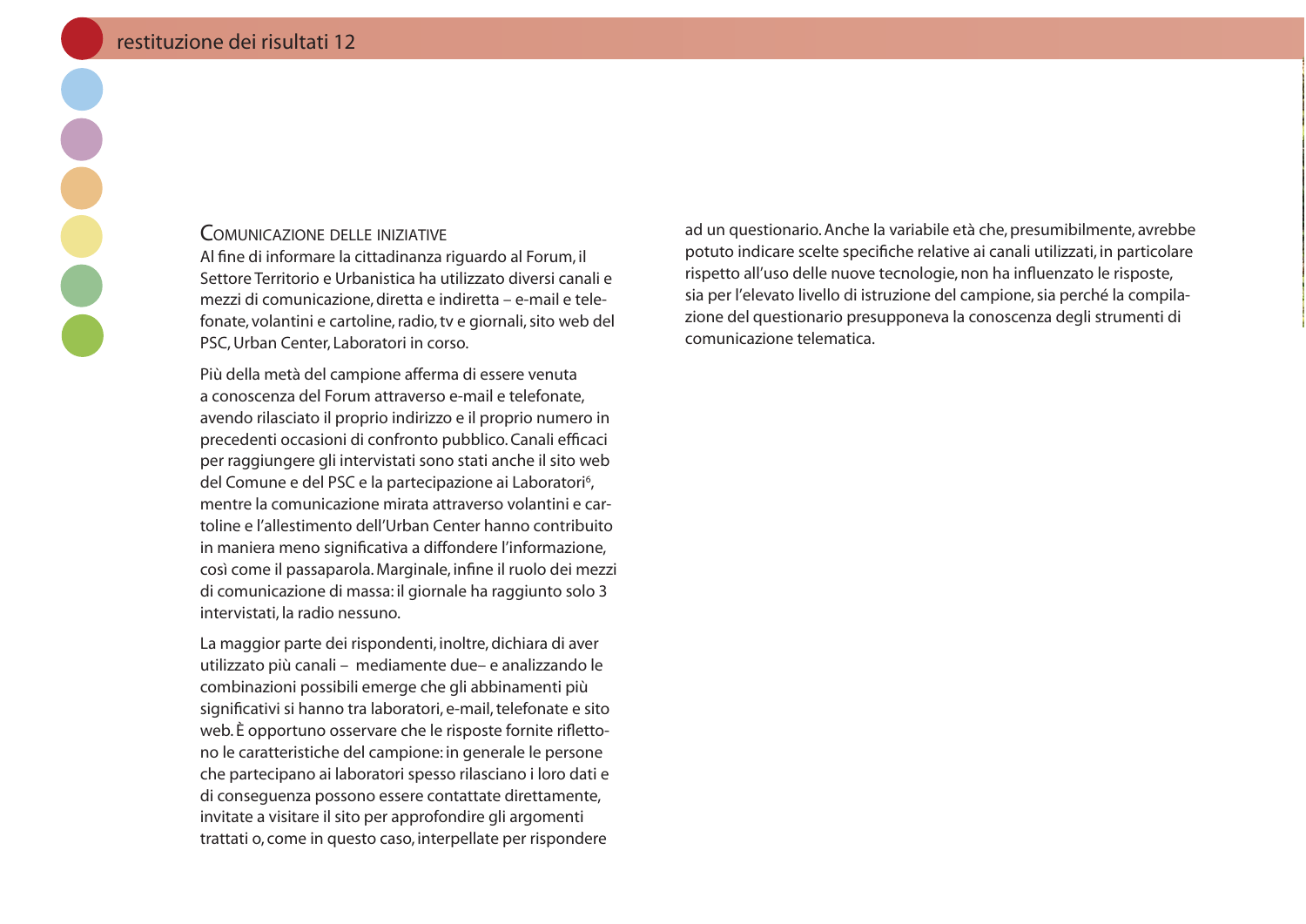## Comunicazione delle iniziative

Al fine di informare la cittadinanza riguardo al Forum, il Settore Territorio e Urbanistica ha utilizzato diversi canali e mezzi di comunicazione, diretta e indiretta – e-mail e telefonate, volantini e cartoline, radio, tv e giornali, sito web del PSC, Urban Center, Laboratori in corso.

Più della metà del campione afferma di essere venuta a conoscenza del Forum attraverso e-mail e telefonate, avendo rilasciato il proprio indirizzo e il proprio numero in precedenti occasioni di confronto pubblico. Canali efficaci per raggiungere gli intervistati sono stati anche il sito web del Comune e del PSC e la partecipazione ai Laboratori[6], mentre la comunicazione mirata attraverso volantini e cartoline e l'allestimento dell'Urban Center hanno contribuito in maniera meno significativa a diffondere l'informazione, così come il passaparola. Marginale, infine il ruolo dei mezzi di comunicazione di massa: il giornale ha raggiunto solo 3 intervistati, la radio nessuno.

La maggior parte dei rispondenti, inoltre, dichiara di aver utilizzato più canali – mediamente due– e analizzando le combinazioni possibili emerge che gli abbinamenti più significativi si hanno tra laboratori, e-mail, telefonate e sito web. È opportuno osservare che le risposte fornite riflettono le caratteristiche del campione: in generale le persone che partecipano ai laboratori spesso rilasciano i loro dati e di conseguenza possono essere contattate direttamente, invitate a visitare il sito per approfondire gli argomenti trattati o, come in questo caso, interpellate per rispondere ad un questionario. Anche la variabile età che, presumibilmente, avrebbe potuto indicare scelte specifiche relative ai canali utilizzati, in particolare rispetto all'uso delle nuove tecnologie, non ha influenzato le risposte, sia per l'elevato livello di istruzione del campione, sia perché la compilazione del questionario presupponeva la conoscenza degli strumenti di comunicazione telematica.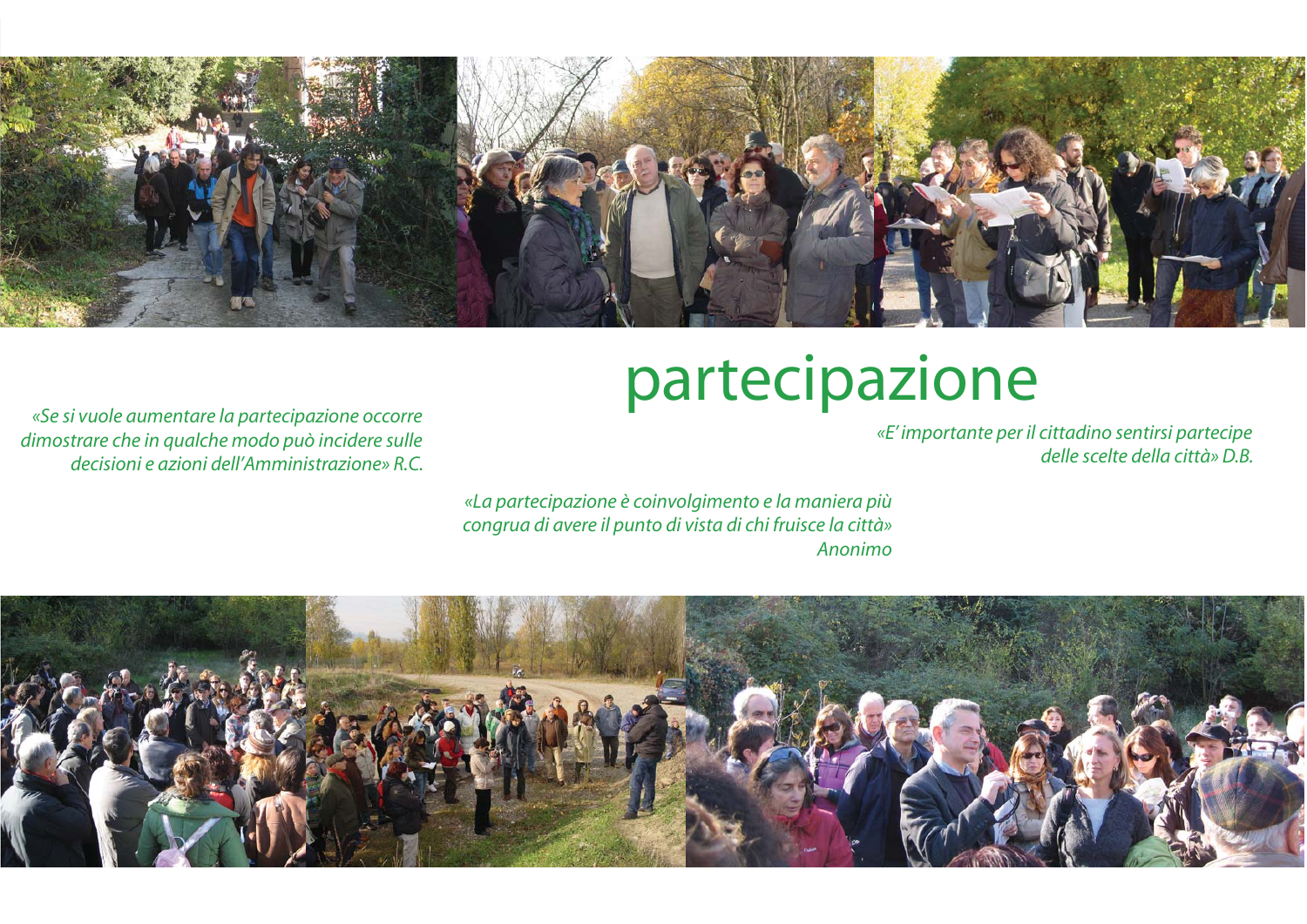# partecipazione

*«Se si vuole aumentare la partecipazione occorre dimostrare che in qualche modo può incidere sulle decisioni e azioni dell'Amministrazione» R.C.*

*«E' importante per il cittadino sentirsi partecipe delle scelte della città» D.B.*

*«La partecipazione è coinvolgimento e la maniera più congrua di avere il punto di vista di chi fruisce la città» Anonimo*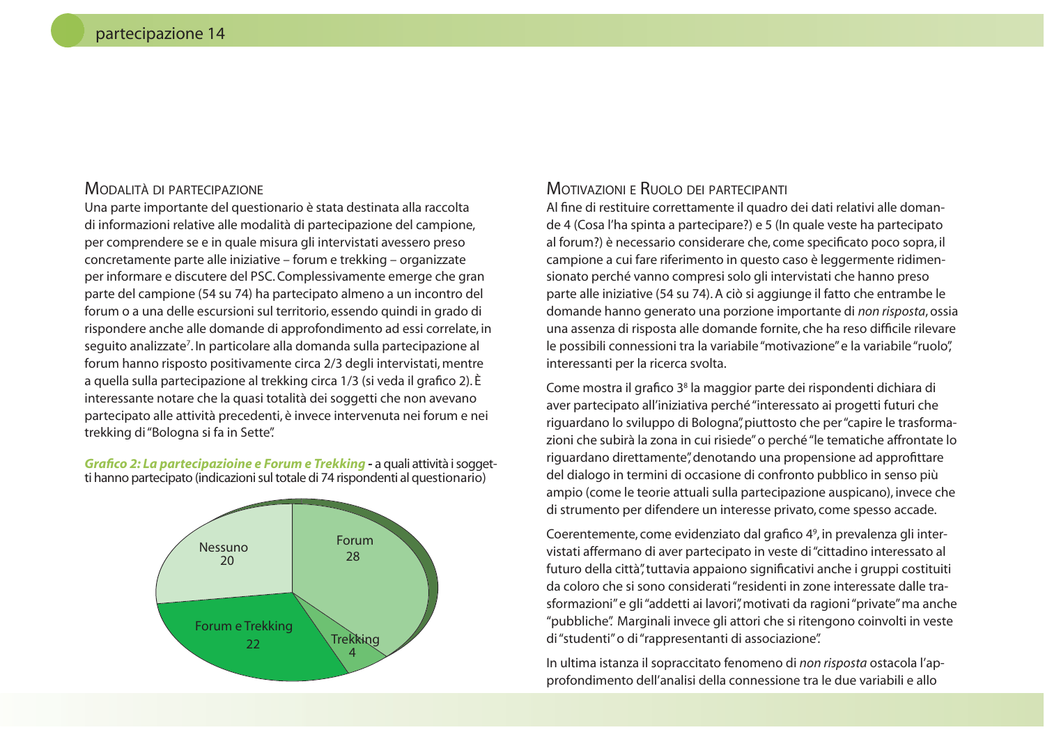### Modalità di partecipazione

Una parte importante del questionario è stata destinata alla raccolta di informazioni relative alle modalità di partecipazione del campione, per comprendere se e in quale misura gli intervistati avessero preso concretamente parte alle iniziative – forum e trekking – organizzate per informare e discutere del PSC. Complessivamente emerge che gran parte del campione (54 su 74) ha partecipato almeno a un incontro del forum o a una delle escursioni sul territorio, essendo quindi in grado di rispondere anche alle domande di approfondimento ad essi correlate, in seguito analizzate[7]. In particolare alla domanda sulla partecipazione al forum hanno risposto positivamente circa 2/3 degli intervistati, mentre a quella sulla partecipazione al trekking circa 1/3 (si veda il grafico 2). È interessante notare che la quasi totalità dei soggetti che non avevano partecipato alle attività precedenti, è invece intervenuta nei forum e nei trekking di "Bologna si fa in Sette".

***Grafico 2: La partecipazioine e Forum e Trekking*** - a quali attività i soggetti hanno partecipato (indicazioni sul totale di 74 rispondenti al questionario)

| Attività | Rispondenti |
|---|---|
| Forum | 28 |
| Trekking | 4 |
| Forum e Trekking | 22 |
| Nessuno | 20 |

### Motivazioni e Ruolo dei partecipanti

Al fine di restituire correttamente il quadro dei dati relativi alle domande 4 (Cosa l'ha spinta a partecipare?) e 5 (In quale veste ha partecipato al forum?) è necessario considerare che, come specificato poco sopra, il campione a cui fare riferimento in questo caso è leggermente ridimensionato perché vanno compresi solo gli intervistati che hanno preso parte alle iniziative (54 su 74). A ciò si aggiunge il fatto che entrambe le domande hanno generato una porzione importante di *non risposta*, ossia una assenza di risposta alle domande fornite, che ha reso difficile rilevare le possibili connessioni tra la variabile "motivazione" e la variabile "ruolo", interessanti per la ricerca svolta.

Come mostra il grafico 3[8] la maggior parte dei rispondenti dichiara di aver partecipato all'iniziativa perché "interessato ai progetti futuri che riguardano lo sviluppo di Bologna", piuttosto che per "capire le trasformazioni che subirà la zona in cui risiede" o perché "le tematiche affrontate lo riguardano direttamente", denotando una propensione ad approfittare del dialogo in termini di occasione di confronto pubblico in senso più ampio (come le teorie attuali sulla partecipazione auspicano), invece che di strumento per difendere un interesse privato, come spesso accade.

Coerentemente, come evidenziato dal grafico 4[9], in prevalenza gli intervistati affermano di aver partecipato in veste di "cittadino interessato al futuro della città", tuttavia appaiono significativi anche i gruppi costituiti da coloro che si sono considerati "residenti in zone interessate dalle trasformazioni" e gli "addetti ai lavori", motivati da ragioni "private" ma anche "pubbliche". Marginali invece gli attori che si ritengono coinvolti in veste di "studenti" o di "rappresentanti di associazione".

In ultima istanza il sopraccitato fenomeno di *non risposta* ostacola l'approfondimento dell'analisi della connessione tra le due variabili e allo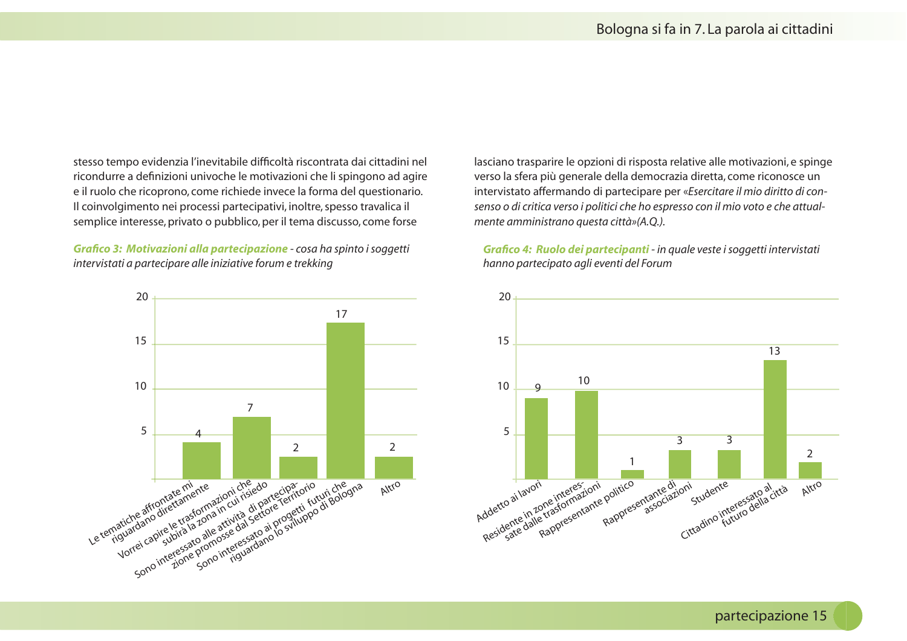stesso tempo evidenzia l'inevitabile difficoltà riscontrata dai cittadini nel ricondurre a definizioni univoche le motivazioni che li spingono ad agire e il ruolo che ricoprono, come richiede invece la forma del questionario. Il coinvolgimento nei processi partecipativi, inoltre, spesso travalica il semplice interesse, privato o pubblico, per il tema discusso, come forse lasciano trasparire le opzioni di risposta relative alle motivazioni, e spinge verso la sfera più generale della democrazia diretta, come riconosce un intervistato affermando di partecipare per *«Esercitare il mio diritto di consenso o di critica verso i politici che ho espresso con il mio voto e che attualmente amministrano questa città»(A.Q.).*

***Grafico 3: Motivazioni alla partecipazione*** *- cosa ha spinto i soggetti intervistati a partecipare alle iniziative forum e trekking*

| Motivazione | Valore |
|---|---|
| Le tematiche affrontate mi riguardano direttamente | 4 |
| Vorrei capire le trasformazioni che subirà la zona in cui risiedo | 7 |
| Sono interessato alle attività di partecipazione promosse dal Settore Territorio | 2 |
| Sono interessato ai progetti futuri che riguardano lo sviluppo di Bologna | 17 |
| Altro | 2 |

***Grafico 4: Ruolo dei partecipanti*** *- in quale veste i soggetti intervistati hanno partecipato agli eventi del Forum*

| Ruolo | Valore |
|---|---|
| Addetto ai lavori | 9 |
| Residente in zone interessate dalle trasformazioni | 10 |
| Rappresentante politico | 1 |
| Rappresentante di associazioni | 3 |
| Studente | 3 |
| Cittadino interessato al futuro della città | 13 |
| Altro | 2 |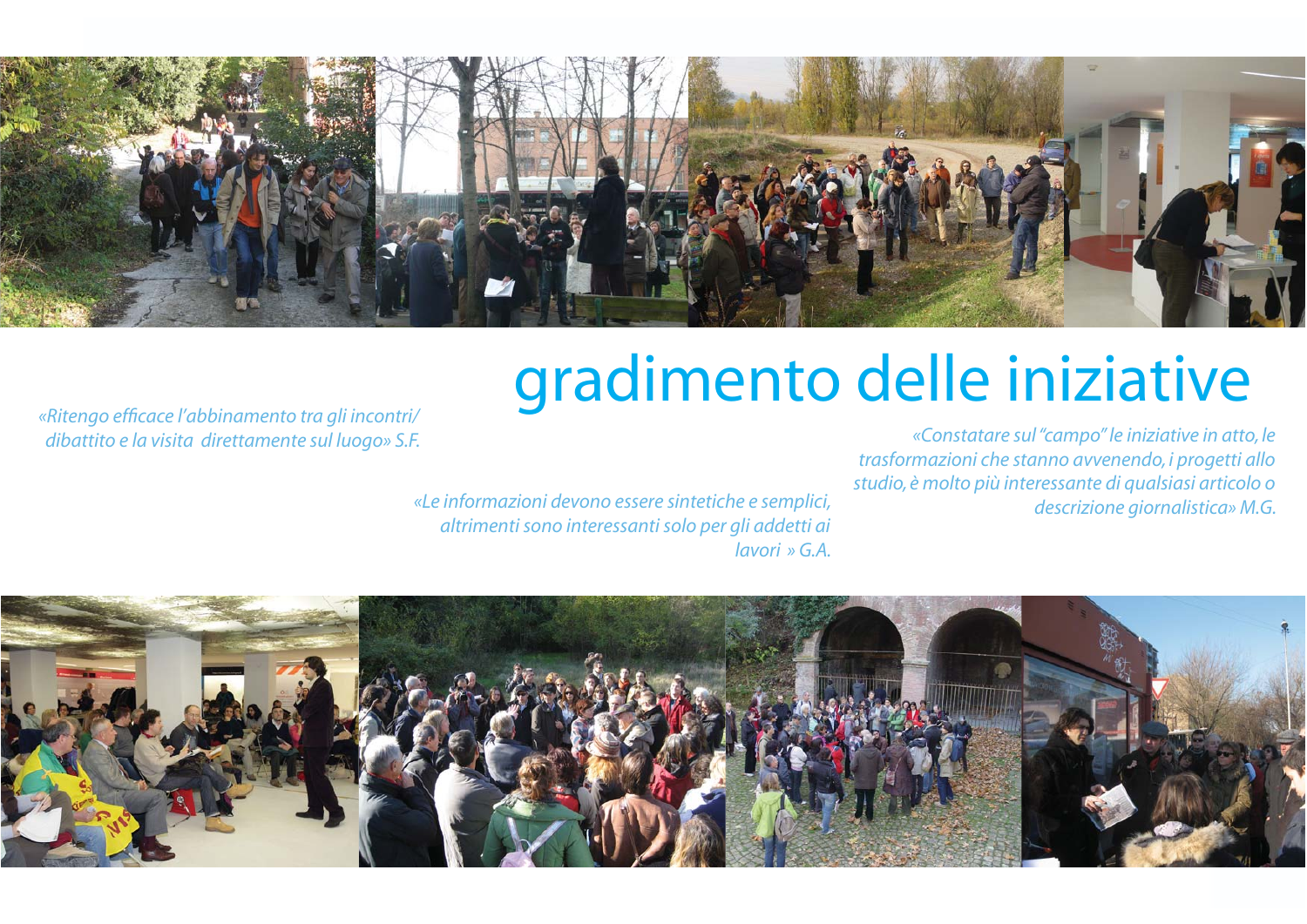# gradimento delle iniziative

*«Ritengo efficace l'abbinamento tra gli incontri/ dibattito e la visita direttamente sul luogo» S.F.*

*«Le informazioni devono essere sintetiche e semplici, altrimenti sono interessanti solo per gli addetti ai lavori » G.A.*

*«Constatare sul "campo" le iniziative in atto, le trasformazioni che stanno avvenendo, i progetti allo studio, è molto più interessante di qualsiasi articolo o descrizione giornalistica» M.G.*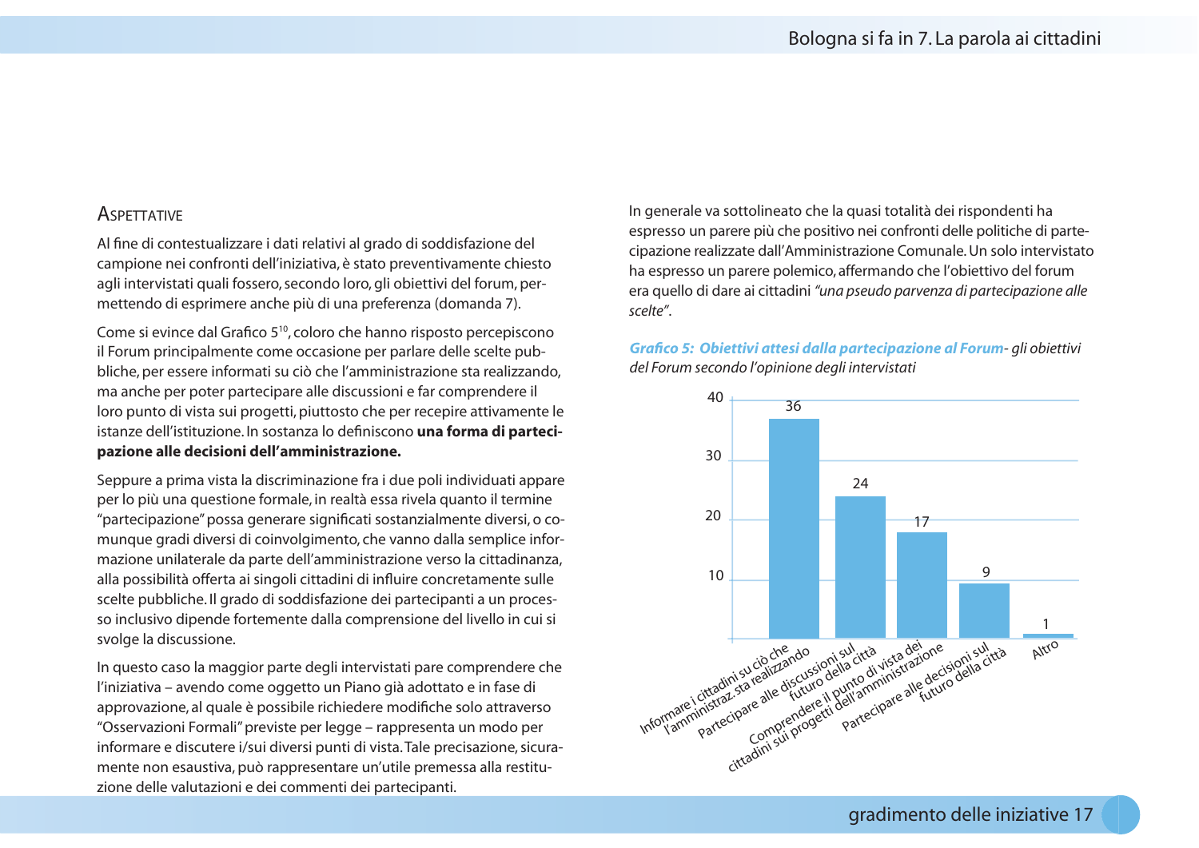## Aspettative

Al fine di contestualizzare i dati relativi al grado di soddisfazione del campione nei confronti dell'iniziativa, è stato preventivamente chiesto agli intervistati quali fossero, secondo loro, gli obiettivi del forum, permettendo di esprimere anche più di una preferenza (domanda 7).

Come si evince dal Grafico 5[10], coloro che hanno risposto percepiscono il Forum principalmente come occasione per parlare delle scelte pubbliche, per essere informati su ciò che l'amministrazione sta realizzando, ma anche per poter partecipare alle discussioni e far comprendere il loro punto di vista sui progetti, piuttosto che per recepire attivamente le istanze dell'istituzione. In sostanza lo definiscono **una forma di partecipazione alle decisioni dell'amministrazione.**

Seppure a prima vista la discriminazione fra i due poli individuati appare per lo più una questione formale, in realtà essa rivela quanto il termine "partecipazione" possa generare significati sostanzialmente diversi, o comunque gradi diversi di coinvolgimento, che vanno dalla semplice informazione unilaterale da parte dell'amministrazione verso la cittadinanza, alla possibilità offerta ai singoli cittadini di influire concretamente sulle scelte pubbliche. Il grado di soddisfazione dei partecipanti a un processo inclusivo dipende fortemente dalla comprensione del livello in cui si svolge la discussione.

In questo caso la maggior parte degli intervistati pare comprendere che l'iniziativa – avendo come oggetto un Piano già adottato e in fase di approvazione, al quale è possibile richiedere modifiche solo attraverso "Osservazioni Formali" previste per legge – rappresenta un modo per informare e discutere i/sui diversi punti di vista. Tale precisazione, sicuramente non esaustiva, può rappresentare un'utile premessa alla restituzione delle valutazioni e dei commenti dei partecipanti.

In generale va sottolineato che la quasi totalità dei rispondenti ha espresso un parere più che positivo nei confronti delle politiche di partecipazione realizzate dall'Amministrazione Comunale. Un solo intervistato ha espresso un parere polemico, affermando che l'obiettivo del forum era quello di dare ai cittadini *"una pseudo parvenza di partecipazione alle scelte"*.

***Grafico 5: Obiettivi attesi dalla partecipazione al Forum****- gli obiettivi del Forum secondo l'opinione degli intervistati*

| Obiettivo | Valore |
|---|---|
| Informare i cittadini su ciò che l'amministraz. sta realizzando | 36 |
| Partecipare alle discussioni sul futuro della città | 24 |
| Comprendere il punto di vista dei cittadini sui progetti dell'amministrazione | 17 |
| Partecipare alle decisioni sul futuro della città | 9 |
| Altro | 1 |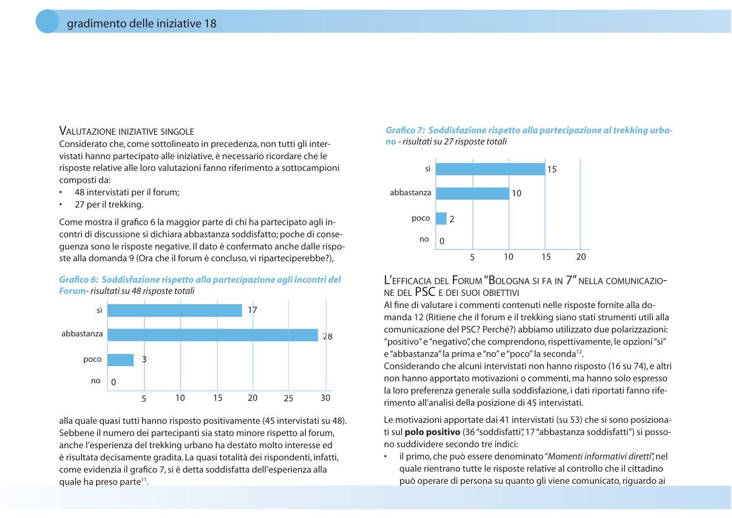## Valutazione iniziative singole

Considerato che, come sottolineato in precedenza, non tutti gli intervistati hanno partecipato alle iniziative, è necessario ricordare che le risposte relative alle loro valutazioni fanno riferimento a sottocampioni composti da:

- 48 intervistati per il forum;
- 27 per il trekking.

Come mostra il grafico 6 la maggior parte di chi ha partecipato agli incontri di discussione si dichiara abbastanza soddisfatto; poche di conseguenza sono le risposte negative. Il dato è confermato anche dalle risposte alla domanda 9 (Ora che il forum è concluso, vi riparteciperebbe?),

***Grafico 6: Soddisfazione rispetto alla partecipazione agli incontri del Forum*** *- risultati su 48 risposte totali*

| | |
|---|---|
| sì | 17 |
| abbastanza | 28 |
| poco | 3 |
| no | 0 |

alla quale quasi tutti hanno risposto positivamente (45 intervistati su 48). Sebbene il numero dei partecipanti sia stato minore rispetto al forum, anche l'esperienza del trekking urbano ha destato molto interesse ed è risultata decisamente gradita. La quasi totalità dei rispondenti, infatti, come evidenzia il grafico 7, si è detta soddisfatta dell'esperienza alla quale ha preso parte[11].

***Grafico 7: Soddisfazione rispetto alla partecipazione al trekking urbano*** *- risultati su 27 risposte totali*

| | |
|---|---|
| sì | 15 |
| abbastanza | 10 |
| poco | 2 |
| no | 0 |

## L'efficacia del Forum "Bologna si fa in 7" nella comunicazione del PSC e dei suoi obiettivi

Al fine di valutare i commenti contenuti nelle risposte fornite alla domanda 12 (Ritiene che il forum e il trekking siano stati strumenti utili alla comunicazione del PSC? Perché?) abbiamo utilizzato due polarizzazioni: "positivo" e "negativo", che comprendono, rispettivamente, le opzioni "sì" e "abbastanza" la prima e "no" e "poco" la seconda[12].

Considerando che alcuni intervistati non hanno risposto (16 su 74), e altri non hanno apportato motivazioni o commenti, ma hanno solo espresso la loro preferenza generale sulla soddisfazione, i dati riportati fanno riferimento all'analisi della posizione di 45 intervistati.

Le motivazioni apportate dai 41 intervistati (su 53) che si sono posizionati sul **polo positivo** (36 "soddisfatti", 17 "abbastanza soddisfatti") si possono suddividere secondo tre indici:

- il primo, che può essere denominato "*Momenti informativi diretti*", nel quale rientrano tutte le risposte relative al controllo che il cittadino può operare di persona su quanto gli viene comunicato, riguardo ai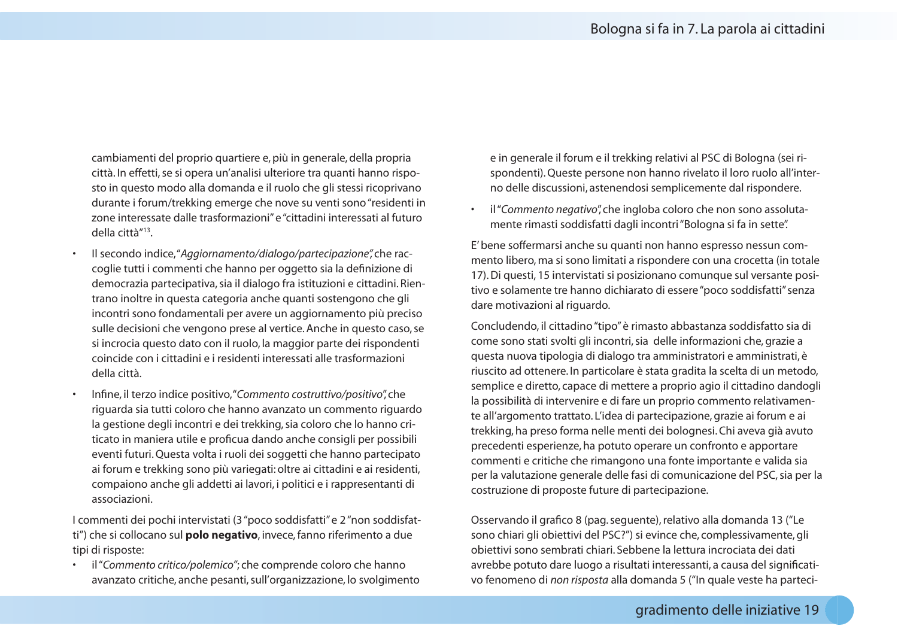cambiamenti del proprio quartiere e, più in generale, della propria città. In effetti, se si opera un'analisi ulteriore tra quanti hanno risposto in questo modo alla domanda e il ruolo che gli stessi ricoprivano durante i forum/trekking emerge che nove su venti sono "residenti in zone interessate dalle trasformazioni" e "cittadini interessati al futuro della città"[13].

- Il secondo indice, "*Aggiornamento/dialogo/partecipazione*", che raccoglie tutti i commenti che hanno per oggetto sia la definizione di democrazia partecipativa, sia il dialogo fra istituzioni e cittadini. Rientrano inoltre in questa categoria anche quanti sostengono che gli incontri sono fondamentali per avere un aggiornamento più preciso sulle decisioni che vengono prese al vertice. Anche in questo caso, se si incrocia questo dato con il ruolo, la maggior parte dei rispondenti coincide con i cittadini e i residenti interessati alle trasformazioni della città.
- Infine, il terzo indice positivo, "*Commento costruttivo/positivo*", che riguarda sia tutti coloro che hanno avanzato un commento riguardo la gestione degli incontri e dei trekking, sia coloro che lo hanno criticato in maniera utile e proficua dando anche consigli per possibili eventi futuri. Questa volta i ruoli dei soggetti che hanno partecipato ai forum e trekking sono più variegati: oltre ai cittadini e ai residenti, compaiono anche gli addetti ai lavori, i politici e i rappresentanti di associazioni.

I commenti dei pochi intervistati (3 "poco soddisfatti" e 2 "non soddisfatti") che si collocano sul **polo negativo**, invece, fanno riferimento a due tipi di risposte:

- il "*Commento critico/polemico*"; che comprende coloro che hanno avanzato critiche, anche pesanti, sull'organizzazione, lo svolgimento e in generale il forum e il trekking relativi al PSC di Bologna (sei rispondenti). Queste persone non hanno rivelato il loro ruolo all'interno delle discussioni, astenendosi semplicemente dal rispondere.
- il "*Commento negativo*", che ingloba coloro che non sono assolutamente rimasti soddisfatti dagli incontri "Bologna si fa in sette".

E' bene soffermarsi anche su quanti non hanno espresso nessun commento libero, ma si sono limitati a rispondere con una crocetta (in totale 17). Di questi, 15 intervistati si posizionano comunque sul versante positivo e solamente tre hanno dichiarato di essere "poco soddisfatti" senza dare motivazioni al riguardo.

Concludendo, il cittadino "tipo" è rimasto abbastanza soddisfatto sia di come sono stati svolti gli incontri, sia delle informazioni che, grazie a questa nuova tipologia di dialogo tra amministratori e amministrati, è riuscito ad ottenere. In particolare è stata gradita la scelta di un metodo, semplice e diretto, capace di mettere a proprio agio il cittadino dandogli la possibilità di intervenire e di fare un proprio commento relativamente all'argomento trattato. L'idea di partecipazione, grazie ai forum e ai trekking, ha preso forma nelle menti dei bolognesi. Chi aveva già avuto precedenti esperienze, ha potuto operare un confronto e apportare commenti e critiche che rimangono una fonte importante e valida sia per la valutazione generale delle fasi di comunicazione del PSC, sia per la costruzione di proposte future di partecipazione.

Osservando il grafico 8 (pag. seguente), relativo alla domanda 13 ("Le sono chiari gli obiettivi del PSC?") si evince che, complessivamente, gli obiettivi sono sembrati chiari. Sebbene la lettura incrociata dei dati avrebbe potuto dare luogo a risultati interessanti, a causa del significativo fenomeno di *non risposta* alla domanda 5 ("In quale veste ha parteci-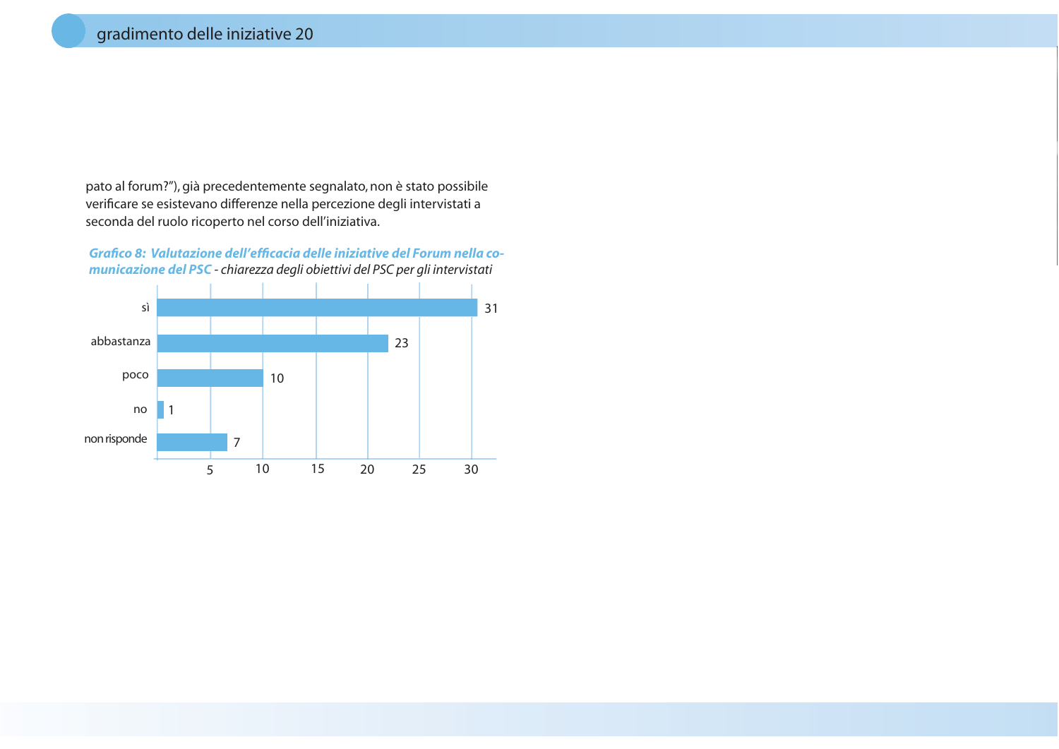pato al forum?"), già precedentemente segnalato, non è stato possibile verificare se esistevano differenze nella percezione degli intervistati a seconda del ruolo ricoperto nel corso dell'iniziativa.

***Grafico 8: Valutazione dell'efficacia delle iniziative del Forum nella comunicazione del PSC*** *- chiarezza degli obiettivi del PSC per gli intervistati*

| Risposta | Valore |
|---|---|
| sì | 31 |
| abbastanza | 23 |
| poco | 10 |
| no | 1 |
| non risponde | 7 |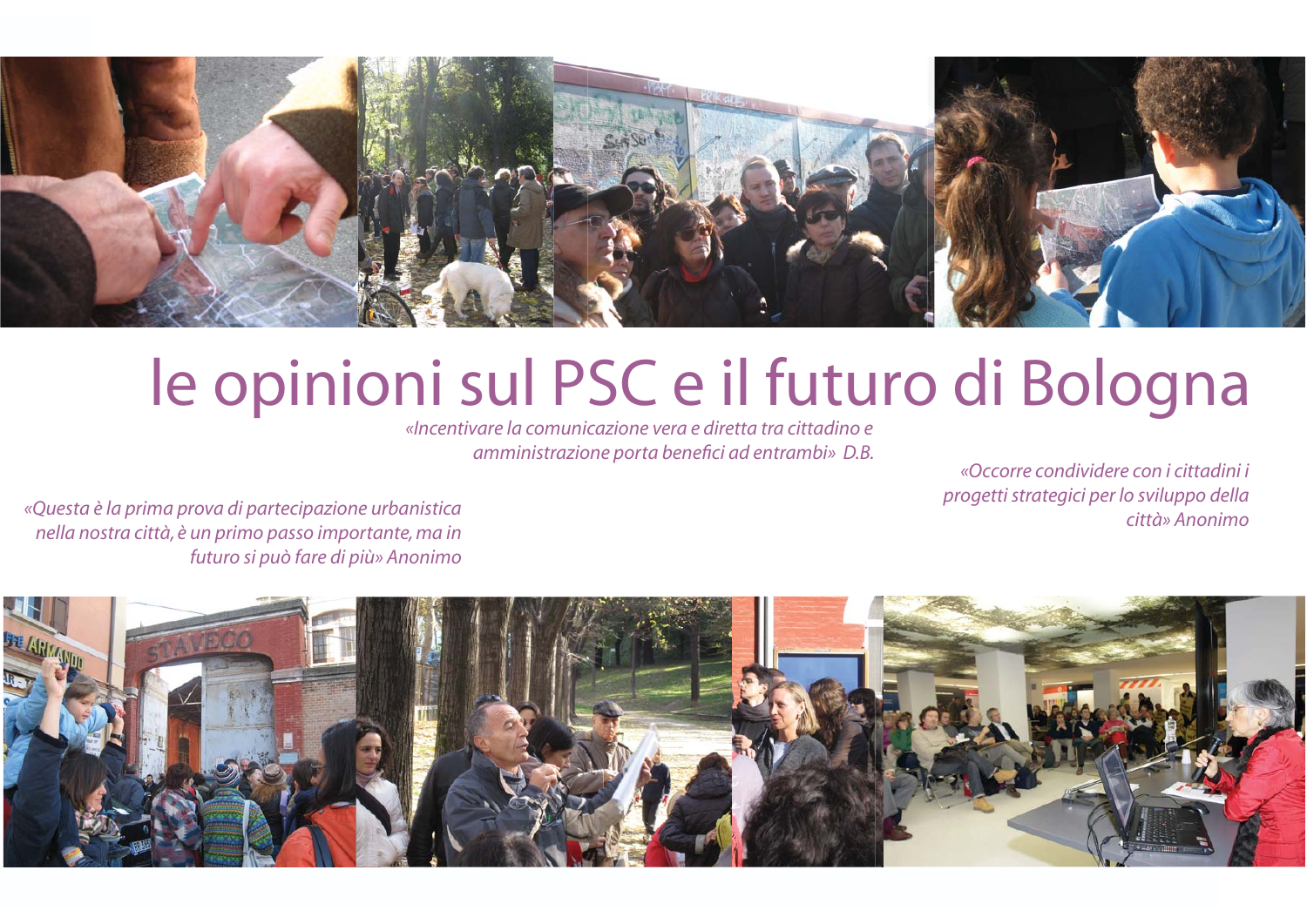# le opinioni sul PSC e il futuro di Bologna

*«Incentivare la comunicazione vera e diretta tra cittadino e amministrazione porta benefici ad entrambi» D.B.*

*«Occorre condividere con i cittadini i progetti strategici per lo sviluppo della città» Anonimo*

*«Questa è la prima prova di partecipazione urbanistica nella nostra città, è un primo passo importante, ma in futuro si può fare di più» Anonimo*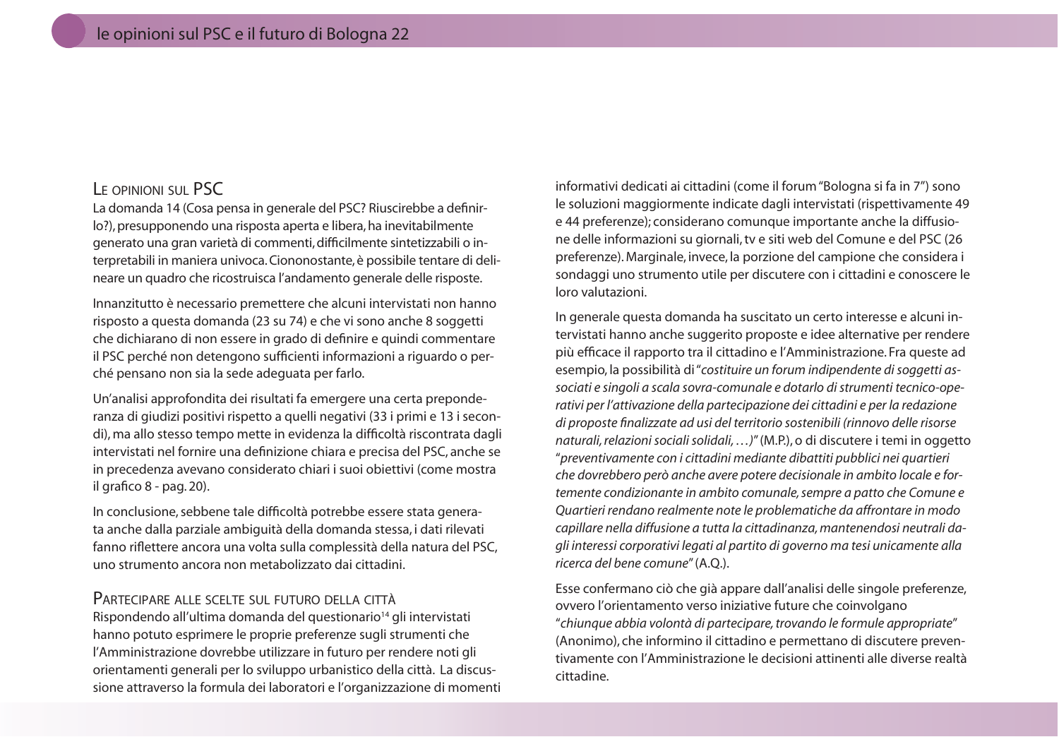## Le opinioni sul PSC

La domanda 14 (Cosa pensa in generale del PSC? Riuscirebbe a definirlo?), presupponendo una risposta aperta e libera, ha inevitabilmente generato una gran varietà di commenti, difficilmente sintetizzabili o interpretabili in maniera univoca. Ciononostante, è possibile tentare di delineare un quadro che ricostruisca l'andamento generale delle risposte.

Innanzitutto è necessario premettere che alcuni intervistati non hanno risposto a questa domanda (23 su 74) e che vi sono anche 8 soggetti che dichiarano di non essere in grado di definire e quindi commentare il PSC perché non detengono sufficienti informazioni a riguardo o perché pensano non sia la sede adeguata per farlo.

Un'analisi approfondita dei risultati fa emergere una certa preponderanza di giudizi positivi rispetto a quelli negativi (33 i primi e 13 i secondi), ma allo stesso tempo mette in evidenza la difficoltà riscontrata dagli intervistati nel fornire una definizione chiara e precisa del PSC, anche se in precedenza avevano considerato chiari i suoi obiettivi (come mostra il grafico 8 - pag. 20).

In conclusione, sebbene tale difficoltà potrebbe essere stata generata anche dalla parziale ambiguità della domanda stessa, i dati rilevati fanno riflettere ancora una volta sulla complessità della natura del PSC, uno strumento ancora non metabolizzato dai cittadini.

## Partecipare alle scelte sul futuro della città

Rispondendo all'ultima domanda del questionario[14] gli intervistati hanno potuto esprimere le proprie preferenze sugli strumenti che l'Amministrazione dovrebbe utilizzare in futuro per rendere noti gli orientamenti generali per lo sviluppo urbanistico della città. La discussione attraverso la formula dei laboratori e l'organizzazione di momenti informativi dedicati ai cittadini (come il forum "Bologna si fa in 7") sono le soluzioni maggiormente indicate dagli intervistati (rispettivamente 49 e 44 preferenze); considerano comunque importante anche la diffusione delle informazioni su giornali, tv e siti web del Comune e del PSC (26 preferenze). Marginale, invece, la porzione del campione che considera i sondaggi uno strumento utile per discutere con i cittadini e conoscere le loro valutazioni.

In generale questa domanda ha suscitato un certo interesse e alcuni intervistati hanno anche suggerito proposte e idee alternative per rendere più efficace il rapporto tra il cittadino e l'Amministrazione. Fra queste ad esempio, la possibilità di "*costituire un forum indipendente di soggetti associati e singoli a scala sovra-comunale e dotarlo di strumenti tecnico-operativi per l'attivazione della partecipazione dei cittadini e per la redazione di proposte finalizzate ad usi del territorio sostenibili (rinnovo delle risorse naturali, relazioni sociali solidali, …)*" (M.P.), o di discutere i temi in oggetto "*preventivamente con i cittadini mediante dibattiti pubblici nei quartieri che dovrebbero però anche avere potere decisionale in ambito locale e fortemente condizionante in ambito comunale, sempre a patto che Comune e Quartieri rendano realmente note le problematiche da affrontare in modo capillare nella diffusione a tutta la cittadinanza, mantenendosi neutrali dagli interessi corporativi legati al partito di governo ma tesi unicamente alla ricerca del bene comune*" (A.Q.).

Esse confermano ciò che già appare dall'analisi delle singole preferenze, ovvero l'orientamento verso iniziative future che coinvolgano "*chiunque abbia volontà di partecipare, trovando le formule appropriate*" (Anonimo), che informino il cittadino e permettano di discutere preventivamente con l'Amministrazione le decisioni attinenti alle diverse realtà cittadine.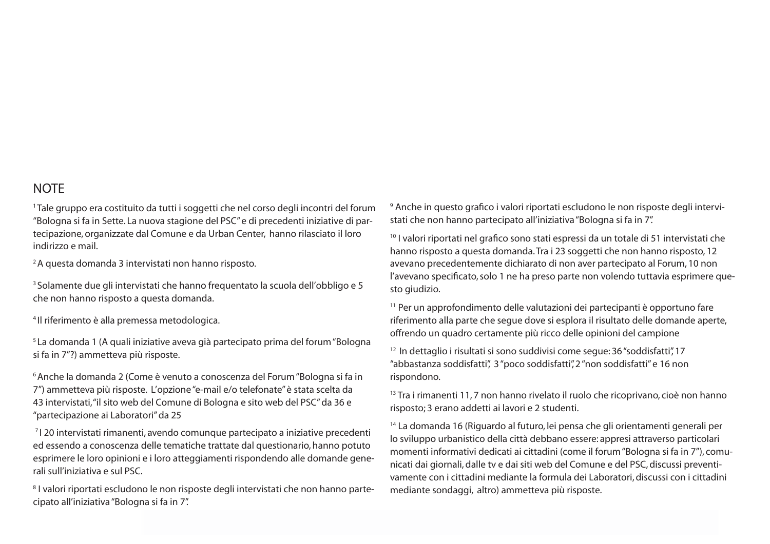# NOTE

[1] Tale gruppo era costituito da tutti i soggetti che nel corso degli incontri del forum "Bologna si fa in Sette. La nuova stagione del PSC" e di precedenti iniziative di partecipazione, organizzate dal Comune e da Urban Center, hanno rilasciato il loro indirizzo e mail.

[2] A questa domanda 3 intervistati non hanno risposto.

[3] Solamente due gli intervistati che hanno frequentato la scuola dell'obbligo e 5 che non hanno risposto a questa domanda.

[4] Il riferimento è alla premessa metodologica.

[5] La domanda 1 (A quali iniziative aveva già partecipato prima del forum "Bologna si fa in 7"?) ammetteva più risposte.

[6] Anche la domanda 2 (Come è venuto a conoscenza del Forum "Bologna si fa in 7") ammetteva più risposte. L'opzione "e-mail e/o telefonate" è stata scelta da 43 intervistati, "il sito web del Comune di Bologna e sito web del PSC" da 36 e "partecipazione ai Laboratori" da 25

[7] I 20 intervistati rimanenti, avendo comunque partecipato a iniziative precedenti ed essendo a conoscenza delle tematiche trattate dal questionario, hanno potuto esprimere le loro opinioni e i loro atteggiamenti rispondendo alle domande generali sull'iniziativa e sul PSC.

[8] I valori riportati escludono le non risposte degli intervistati che non hanno partecipato all'iniziativa "Bologna si fa in 7".

[9] Anche in questo grafico i valori riportati escludono le non risposte degli intervistati che non hanno partecipato all'iniziativa "Bologna si fa in 7".

[10] I valori riportati nel grafico sono stati espressi da un totale di 51 intervistati che hanno risposto a questa domanda. Tra i 23 soggetti che non hanno risposto, 12 avevano precedentemente dichiarato di non aver partecipato al Forum, 10 non l'avevano specificato, solo 1 ne ha preso parte non volendo tuttavia esprimere questo giudizio.

[11] Per un approfondimento delle valutazioni dei partecipanti è opportuno fare riferimento alla parte che segue dove si esplora il risultato delle domande aperte, offrendo un quadro certamente più ricco delle opinioni del campione

[12] In dettaglio i risultati si sono suddivisi come segue: 36 "soddisfatti", 17 "abbastanza soddisfatti", 3 "poco soddisfatti", 2 "non soddisfatti" e 16 non rispondono.

[13] Tra i rimanenti 11, 7 non hanno rivelato il ruolo che ricoprivano, cioè non hanno risposto; 3 erano addetti ai lavori e 2 studenti.

[14] La domanda 16 (Riguardo al futuro, lei pensa che gli orientamenti generali per lo sviluppo urbanistico della città debbano essere: appresi attraverso particolari momenti informativi dedicati ai cittadini (come il forum "Bologna si fa in 7"), comunicati dai giornali, dalle tv e dai siti web del Comune e del PSC, discussi preventivamente con i cittadini mediante la formula dei Laboratori, discussi con i cittadini mediante sondaggi, altro) ammetteva più risposte.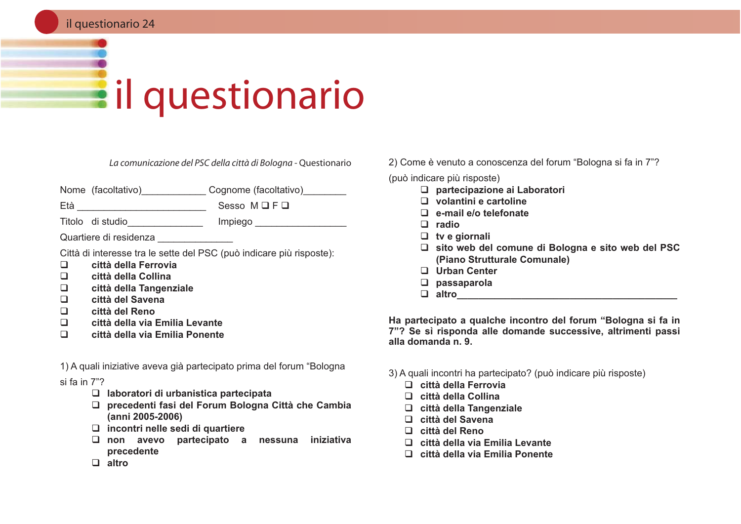# il questionario

*La comunicazione del PSC della città di Bologna* - Questionario

Nome (facoltativo)____________ Cognome (facoltativo)________

Età _________________________ Sesso M ❑ F ❑

Titolo di studio______________ Impiego _________________

Quartiere di residenza ______________

Città di interesse tra le sette del PSC (può indicare più risposte):

- ❑ **città della Ferrovia**
- ❑ **città della Collina**
- ❑ **città della Tangenziale**
- ❑ **città del Savena**
- ❑ **città del Reno**
- ❑ **città della via Emilia Levante**
- ❑ **città della via Emilia Ponente**

1) A quali iniziative aveva già partecipato prima del forum "Bologna si fa in 7"?

- ❑ **laboratori di urbanistica partecipata**
- ❑ **precedenti fasi del Forum Bologna Città che Cambia (anni 2005-2006)**
- ❑ **incontri nelle sedi di quartiere**
- ❑ **non avevo partecipato a nessuna iniziativa precedente**
- ❑ **altro**

2) Come è venuto a conoscenza del forum "Bologna si fa in 7"?

(può indicare più risposte)

- ❑ **partecipazione ai Laboratori**
- ❑ **volantini e cartoline**
- ❑ **e-mail e/o telefonate**
- ❑ **radio**
- ❑ **tv e giornali**
- ❑ **sito web del comune di Bologna e sito web del PSC (Piano Strutturale Comunale)**
- ❑ **Urban Center**
- ❑ **passaparola**
- ❑ **altro**___________________________________________

**Ha partecipato a qualche incontro del forum "Bologna si fa in 7"? Se sì risponda alle domande successive, altrimenti passi alla domanda n. 9.**

3) A quali incontri ha partecipato? (può indicare più risposte)

- ❑ **città della Ferrovia**
- ❑ **città della Collina**
- ❑ **città della Tangenziale**
- ❑ **città del Savena**
- ❑ **città del Reno**
- ❑ **città della via Emilia Levante**
- ❑ **città della via Emilia Ponente**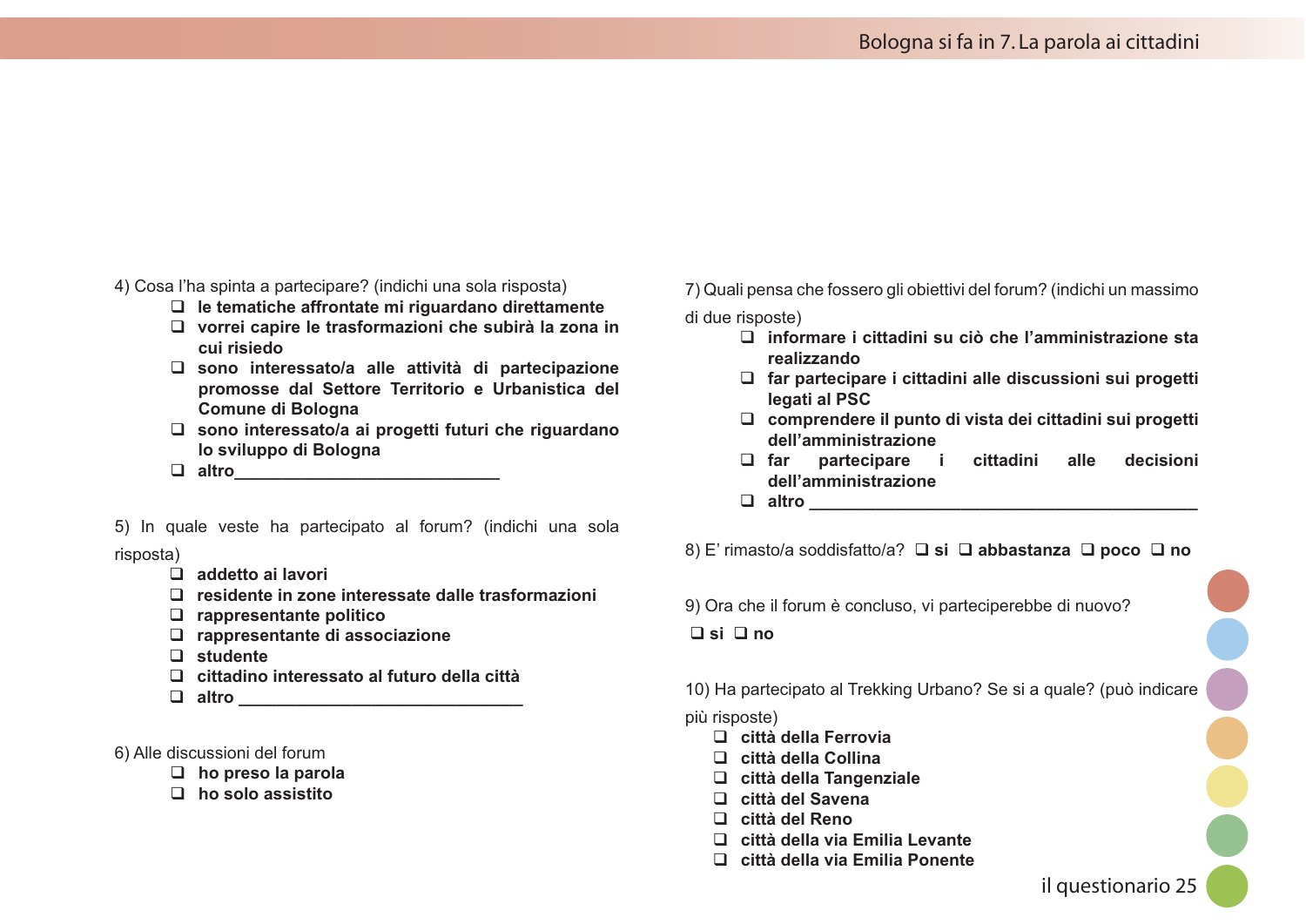4) Cosa l'ha spinta a partecipare? (indichi una sola risposta)

- ❑ **le tematiche affrontate mi riguardano direttamente**
- ❑ **vorrei capire le trasformazioni che subirà la zona in cui risiedo**
- ❑ **sono interessato/a alle attività di partecipazione promosse dal Settore Territorio e Urbanistica del Comune di Bologna**
- ❑ **sono interessato/a ai progetti futuri che riguardano lo sviluppo di Bologna**
- ❑ **altro____________________________**

5) In quale veste ha partecipato al forum? (indichi una sola risposta)

- ❑ **addetto ai lavori**
- ❑ **residente in zone interessate dalle trasformazioni**
- ❑ **rappresentante politico**
- ❑ **rappresentante di associazione**
- ❑ **studente**
- ❑ **cittadino interessato al futuro della città**
- ❑ **altro ____________________________**

6) Alle discussioni del forum

- ❑ **ho preso la parola**
- ❑ **ho solo assistito**

7) Quali pensa che fossero gli obiettivi del forum? (indichi un massimo di due risposte)

- ❑ **informare i cittadini su ciò che l'amministrazione sta realizzando**
- ❑ **far partecipare i cittadini alle discussioni sui progetti legati al PSC**
- ❑ **comprendere il punto di vista dei cittadini sui progetti dell'amministrazione**
- ❑ **far partecipare i cittadini alle decisioni dell'amministrazione**
- ❑ **altro ________________________________________**

8) E' rimasto/a soddisfatto/a? ❑ **si** ❑ **abbastanza** ❑ **poco** ❑ **no**

9) Ora che il forum è concluso, vi parteciperebbe di nuovo?

❑ **si** ❑ **no**

10) Ha partecipato al Trekking Urbano? Se si a quale? (può indicare più risposte)

- ❑ **città della Ferrovia**
- ❑ **città della Collina**
- ❑ **città della Tangenziale**
- ❑ **città del Savena**
- ❑ **città del Reno**
- ❑ **città della via Emilia Levante**
- ❑ **città della via Emilia Ponente**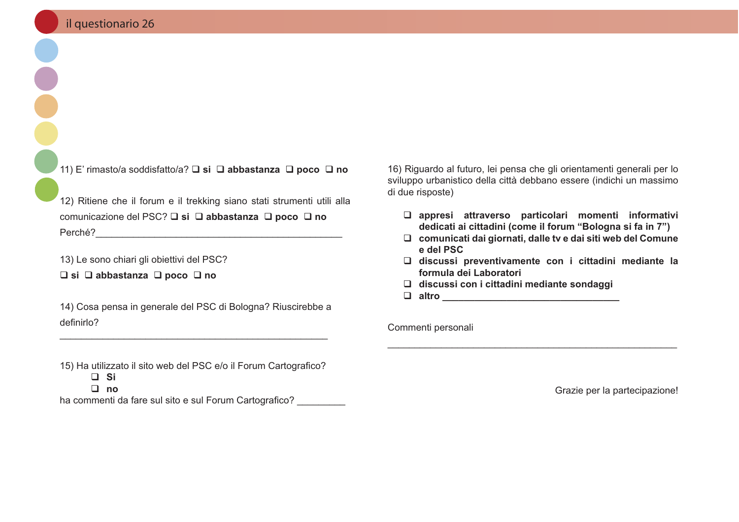11) E' rimasto/a soddisfatto/a? ❑ **si** ❑ **abbastanza** ❑ **poco** ❑ **no**

12) Ritiene che il forum e il trekking siano strumenti utili alla comunicazione del PSC? ❑ **si** ❑ **abbastanza** ❑ **poco** ❑ **no**

Perché?_____________________________________________

13) Le sono chiari gli obiettivi del PSC?

❑ **si** ❑ **abbastanza** ❑ **poco** ❑ **no**

14) Cosa pensa in generale del PSC di Bologna? Riuscirebbe a definirlo?

___________________________________________________

15) Ha utilizzato il sito web del PSC e/o il Forum Cartografico?

- ❑ **Si**
- ❑ **no**

ha commenti da fare sul sito e sul Forum Cartografico? _________

16) Riguardo al futuro, lei pensa che gli orientamenti generali per lo sviluppo urbanistico della città debbano essere (indichi un massimo di due risposte)

- ❑ **appresi attraverso particolari momenti informativi dedicati ai cittadini (come il forum "Bologna si fa in 7")**
- ❑ **comunicati dai giornati, dalle tv e dai siti web del Comune e del PSC**
- ❑ **discussi preventivamente con i cittadini mediante la formula dei Laboratori**
- ❑ **discussi con i cittadini mediante sondaggi**
- ❑ **altro _________________________________**

Commenti personali

_______________________________________________________

Grazie per la partecipazione!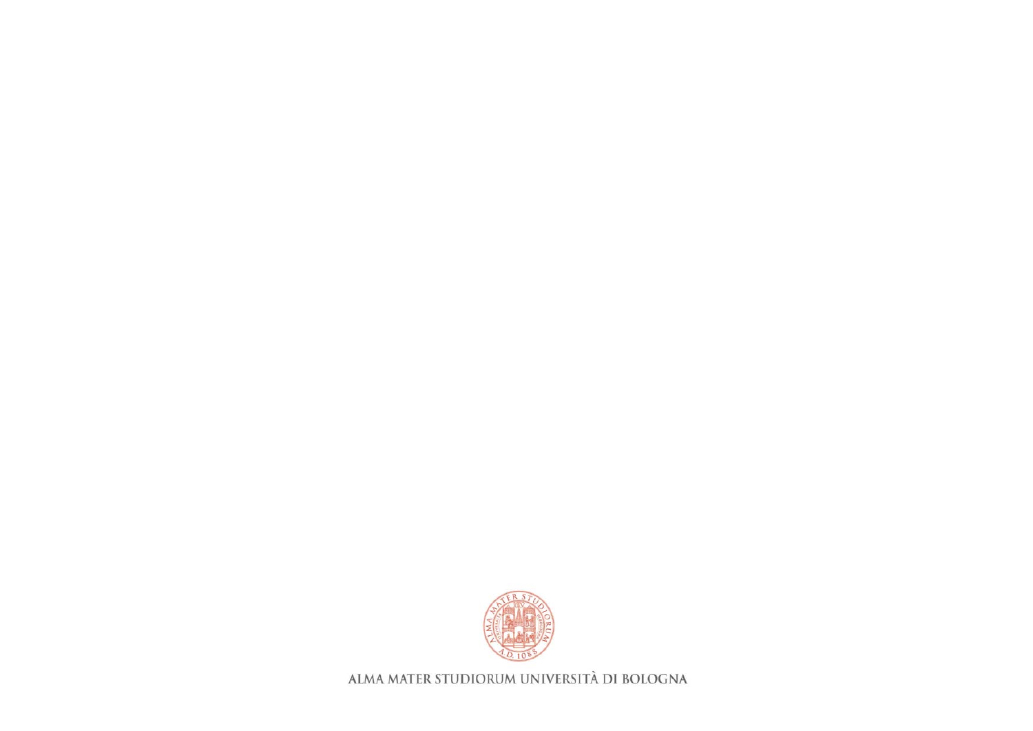ALMA MATER STUDIORUM UNIVERSITÀ DI BOLOGNA